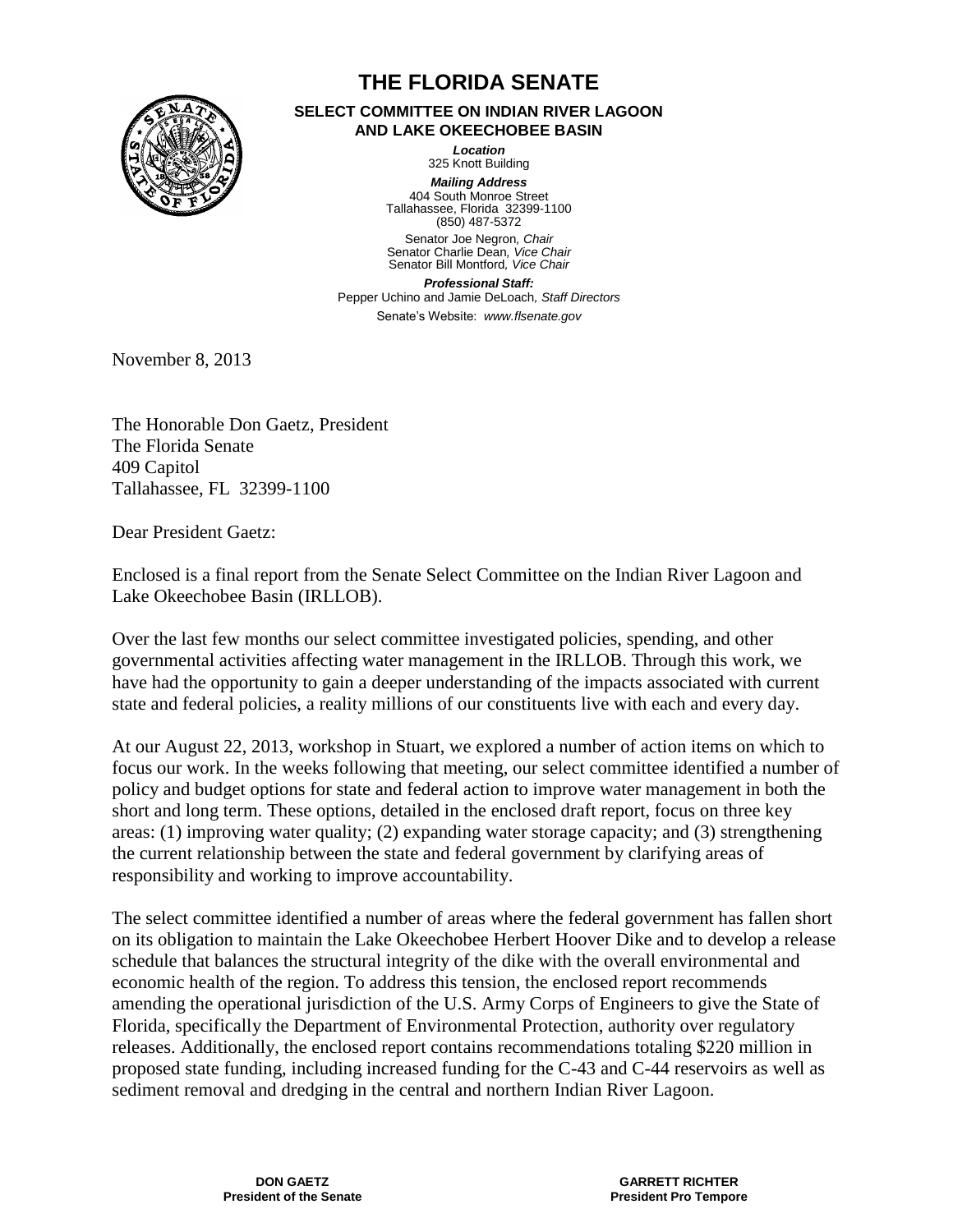# THE FLORIDA SENATE

**SELECT COMMITTEE ON INDIAN RIVER LAGOON AND LAKE OKEECHOBEE BASIN**

***Location***
325 Knott Building

***Mailing Address***
404 South Monroe Street
Tallahassee, Florida 32399-1100
(850) 487-5372

Senator Joe Negron, *Chair*
Senator Charlie Dean, *Vice Chair*
Senator Bill Montford, *Vice Chair*

***Professional Staff:***
Pepper Uchino and Jamie DeLoach, *Staff Directors*

Senate's Website: *www.flsenate.gov*

November 8, 2013

The Honorable Don Gaetz, President
The Florida Senate
409 Capitol
Tallahassee, FL 32399-1100

Dear President Gaetz:

Enclosed is a final report from the Senate Select Committee on the Indian River Lagoon and Lake Okeechobee Basin (IRLLOB).

Over the last few months our select committee investigated policies, spending, and other governmental activities affecting water management in the IRLLOB. Through this work, we have had the opportunity to gain a deeper understanding of the impacts associated with current state and federal policies, a reality millions of our constituents live with each and every day.

At our August 22, 2013, workshop in Stuart, we explored a number of action items on which to focus our work. In the weeks following that meeting, our select committee identified a number of policy and budget options for state and federal action to improve water management in both the short and long term. These options, detailed in the enclosed draft report, focus on three key areas: (1) improving water quality; (2) expanding water storage capacity; and (3) strengthening the current relationship between the state and federal government by clarifying areas of responsibility and working to improve accountability.

The select committee identified a number of areas where the federal government has fallen short on its obligation to maintain the Lake Okeechobee Herbert Hoover Dike and to develop a release schedule that balances the structural integrity of the dike with the overall environmental and economic health of the region. To address this tension, the enclosed report recommends amending the operational jurisdiction of the U.S. Army Corps of Engineers to give the State of Florida, specifically the Department of Environmental Protection, authority over regulatory releases. Additionally, the enclosed report contains recommendations totaling $220 million in proposed state funding, including increased funding for the C-43 and C-44 reservoirs as well as sediment removal and dredging in the central and northern Indian River Lagoon.

**DON GAETZ**
**President of the Senate**

**GARRETT RICHTER**
**President Pro Tempore**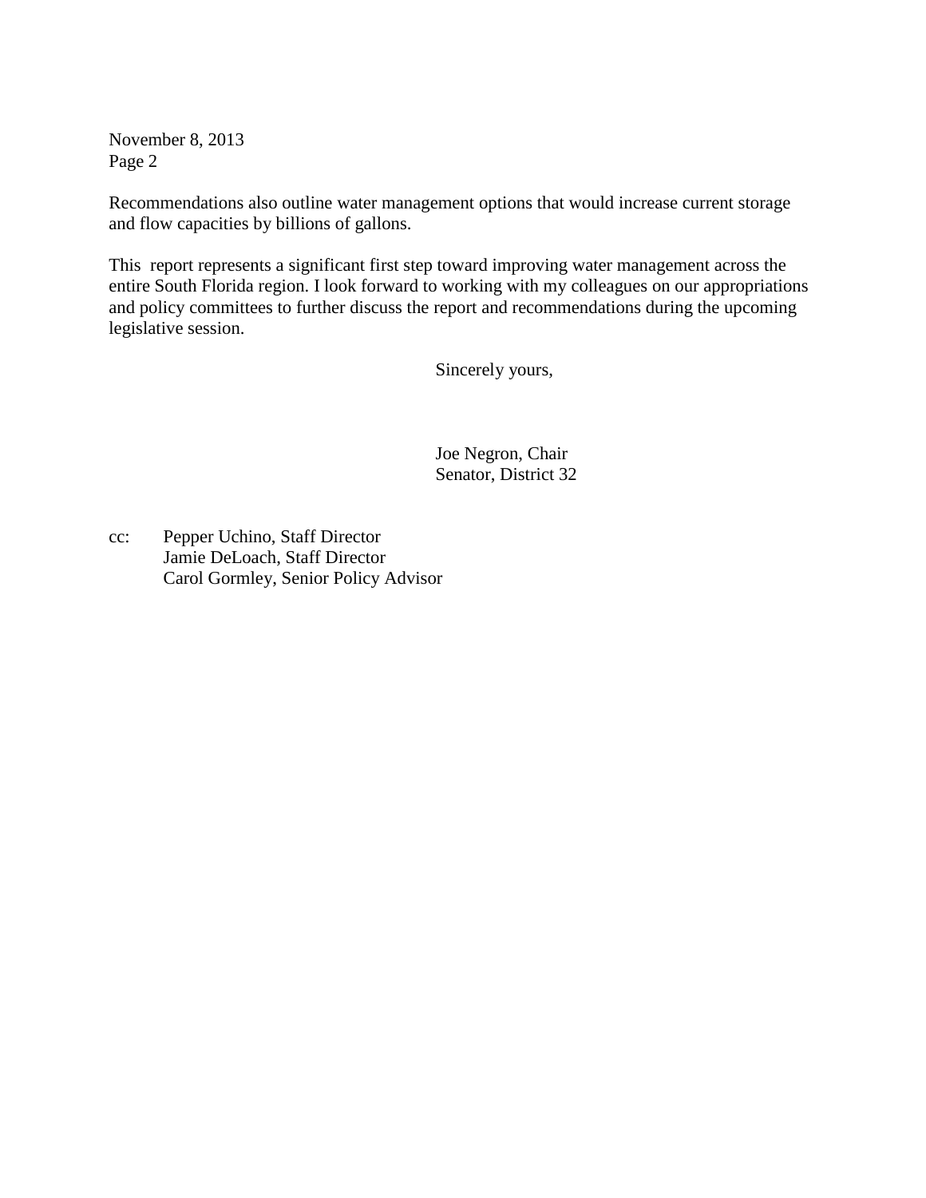November 8, 2013
Page 2

Recommendations also outline water management options that would increase current storage and flow capacities by billions of gallons.

This report represents a significant first step toward improving water management across the entire South Florida region. I look forward to working with my colleagues on our appropriations and policy committees to further discuss the report and recommendations during the upcoming legislative session.

Sincerely yours,

Joe Negron, Chair
Senator, District 32

cc: Pepper Uchino, Staff Director
Jamie DeLoach, Staff Director
Carol Gormley, Senior Policy Advisor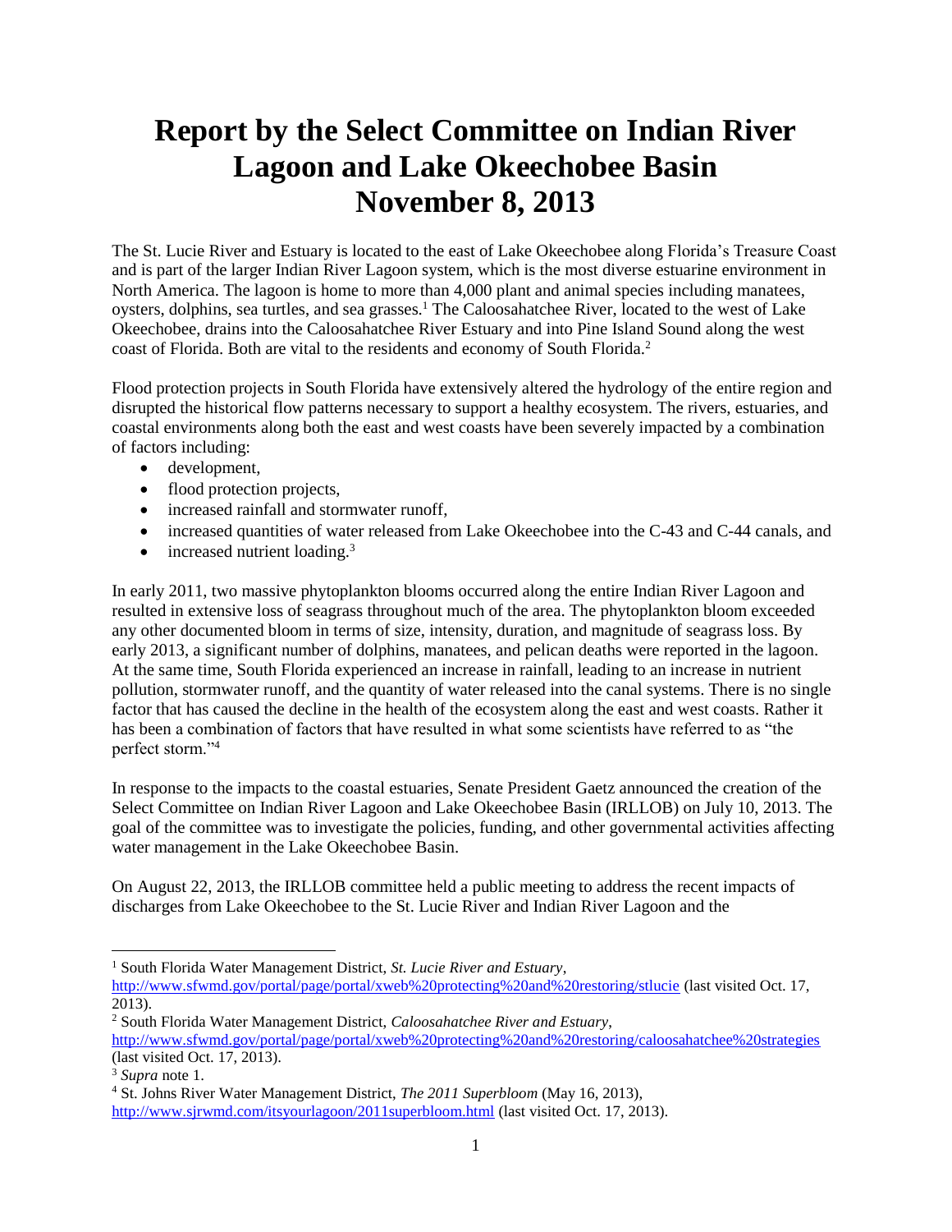# Report by the Select Committee on Indian River Lagoon and Lake Okeechobee Basin November 8, 2013

The St. Lucie River and Estuary is located to the east of Lake Okeechobee along Florida's Treasure Coast and is part of the larger Indian River Lagoon system, which is the most diverse estuarine environment in North America. The lagoon is home to more than 4,000 plant and animal species including manatees, oysters, dolphins, sea turtles, and sea grasses.[1] The Caloosahatchee River, located to the west of Lake Okeechobee, drains into the Caloosahatchee River Estuary and into Pine Island Sound along the west coast of Florida. Both are vital to the residents and economy of South Florida.[2]

Flood protection projects in South Florida have extensively altered the hydrology of the entire region and disrupted the historical flow patterns necessary to support a healthy ecosystem. The rivers, estuaries, and coastal environments along both the east and west coasts have been severely impacted by a combination of factors including:

- development,
- flood protection projects,
- increased rainfall and stormwater runoff,
- increased quantities of water released from Lake Okeechobee into the C-43 and C-44 canals, and
- increased nutrient loading.[3]

In early 2011, two massive phytoplankton blooms occurred along the entire Indian River Lagoon and resulted in extensive loss of seagrass throughout much of the area. The phytoplankton bloom exceeded any other documented bloom in terms of size, intensity, duration, and magnitude of seagrass loss. By early 2013, a significant number of dolphins, manatees, and pelican deaths were reported in the lagoon. At the same time, South Florida experienced an increase in rainfall, leading to an increase in nutrient pollution, stormwater runoff, and the quantity of water released into the canal systems. There is no single factor that has caused the decline in the health of the ecosystem along the east and west coasts. Rather it has been a combination of factors that have resulted in what some scientists have referred to as "the perfect storm."[4]

In response to the impacts to the coastal estuaries, Senate President Gaetz announced the creation of the Select Committee on Indian River Lagoon and Lake Okeechobee Basin (IRLLOB) on July 10, 2013. The goal of the committee was to investigate the policies, funding, and other governmental activities affecting water management in the Lake Okeechobee Basin.

On August 22, 2013, the IRLLOB committee held a public meeting to address the recent impacts of discharges from Lake Okeechobee to the St. Lucie River and Indian River Lagoon and the

---

[1] South Florida Water Management District, *St. Lucie River and Estuary*, http://www.sfwmd.gov/portal/page/portal/xweb%20protecting%20and%20restoring/stlucie (last visited Oct. 17, 2013).

[2] South Florida Water Management District, *Caloosahatchee River and Estuary*, http://www.sfwmd.gov/portal/page/portal/xweb%20protecting%20and%20restoring/caloosahatchee%20strategies (last visited Oct. 17, 2013).

[3] *Supra* note 1.

[4] St. Johns River Water Management District, *The 2011 Superbloom* (May 16, 2013), http://www.sjrwmd.com/itsyourlagoon/2011superbloom.html (last visited Oct. 17, 2013).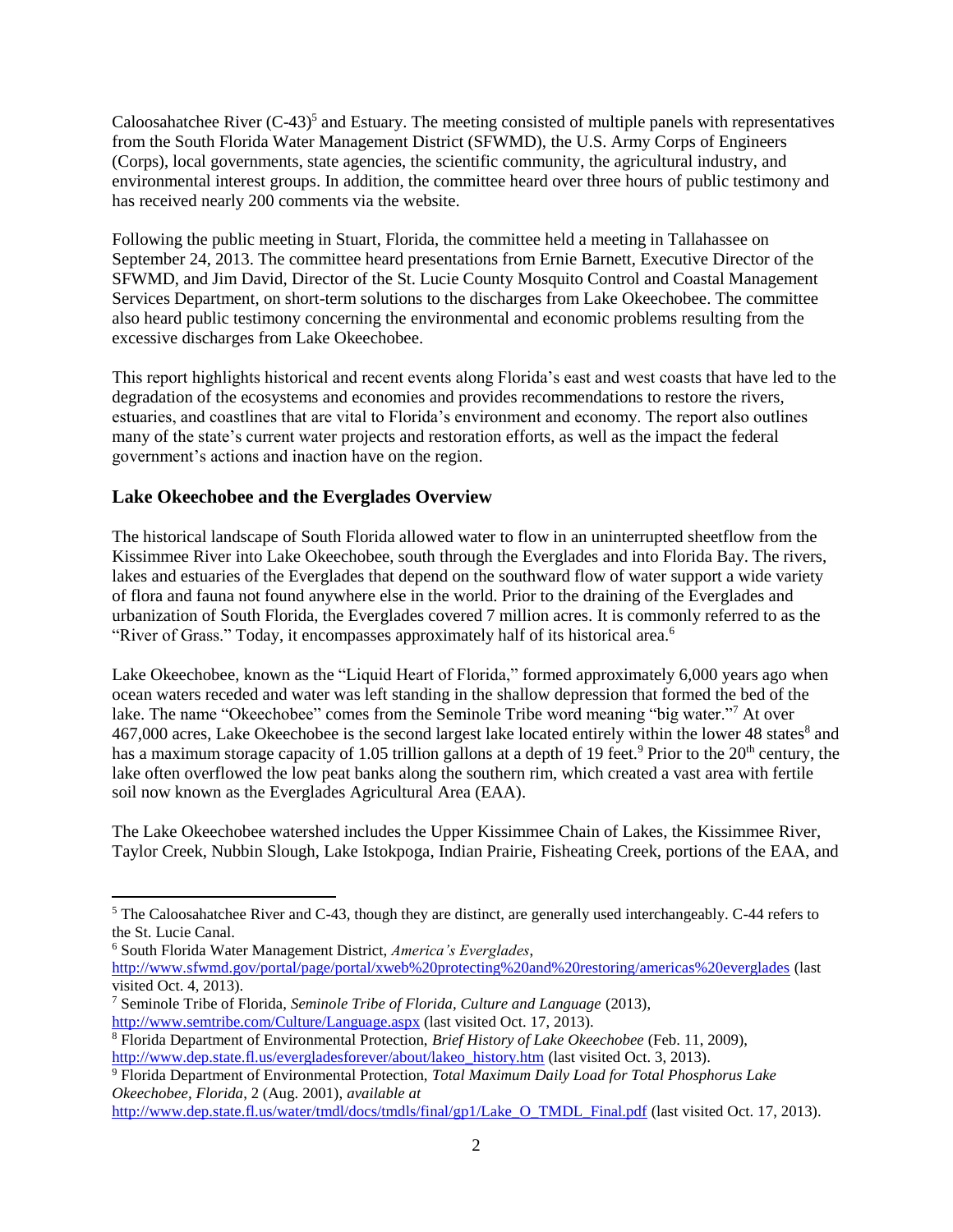Caloosahatchee River (C-43)[5] and Estuary. The meeting consisted of multiple panels with representatives from the South Florida Water Management District (SFWMD), the U.S. Army Corps of Engineers (Corps), local governments, state agencies, the scientific community, the agricultural industry, and environmental interest groups. In addition, the committee heard over three hours of public testimony and has received nearly 200 comments via the website.

Following the public meeting in Stuart, Florida, the committee held a meeting in Tallahassee on September 24, 2013. The committee heard presentations from Ernie Barnett, Executive Director of the SFWMD, and Jim David, Director of the St. Lucie County Mosquito Control and Coastal Management Services Department, on short-term solutions to the discharges from Lake Okeechobee. The committee also heard public testimony concerning the environmental and economic problems resulting from the excessive discharges from Lake Okeechobee.

This report highlights historical and recent events along Florida's east and west coasts that have led to the degradation of the ecosystems and economies and provides recommendations to restore the rivers, estuaries, and coastlines that are vital to Florida's environment and economy. The report also outlines many of the state's current water projects and restoration efforts, as well as the impact the federal government's actions and inaction have on the region.

## Lake Okeechobee and the Everglades Overview

The historical landscape of South Florida allowed water to flow in an uninterrupted sheetflow from the Kissimmee River into Lake Okeechobee, south through the Everglades and into Florida Bay. The rivers, lakes and estuaries of the Everglades that depend on the southward flow of water support a wide variety of flora and fauna not found anywhere else in the world. Prior to the draining of the Everglades and urbanization of South Florida, the Everglades covered 7 million acres. It is commonly referred to as the "River of Grass." Today, it encompasses approximately half of its historical area.[6]

Lake Okeechobee, known as the "Liquid Heart of Florida," formed approximately 6,000 years ago when ocean waters receded and water was left standing in the shallow depression that formed the bed of the lake. The name "Okeechobee" comes from the Seminole Tribe word meaning "big water."[7] At over 467,000 acres, Lake Okeechobee is the second largest lake located entirely within the lower 48 states[8] and has a maximum storage capacity of 1.05 trillion gallons at a depth of 19 feet.[9] Prior to the 20th century, the lake often overflowed the low peat banks along the southern rim, which created a vast area with fertile soil now known as the Everglades Agricultural Area (EAA).

The Lake Okeechobee watershed includes the Upper Kissimmee Chain of Lakes, the Kissimmee River, Taylor Creek, Nubbin Slough, Lake Istokpoga, Indian Prairie, Fisheating Creek, portions of the EAA, and

---

[5] The Caloosahatchee River and C-43, though they are distinct, are generally used interchangeably. C-44 refers to the St. Lucie Canal.

[6] South Florida Water Management District, *America's Everglades*, http://www.sfwmd.gov/portal/page/portal/xweb%20protecting%20and%20restoring/americas%20everglades (last visited Oct. 4, 2013).

[7] Seminole Tribe of Florida, *Seminole Tribe of Florida, Culture and Language* (2013), http://www.semtribe.com/Culture/Language.aspx (last visited Oct. 17, 2013).

[8] Florida Department of Environmental Protection, *Brief History of Lake Okeechobee* (Feb. 11, 2009), http://www.dep.state.fl.us/evergladesforever/about/lakeo_history.htm (last visited Oct. 3, 2013).

[9] Florida Department of Environmental Protection, *Total Maximum Daily Load for Total Phosphorus Lake Okeechobee, Florida*, 2 (Aug. 2001), *available at* http://www.dep.state.fl.us/water/tmdl/docs/tmdls/final/gp1/Lake_O_TMDL_Final.pdf (last visited Oct. 17, 2013).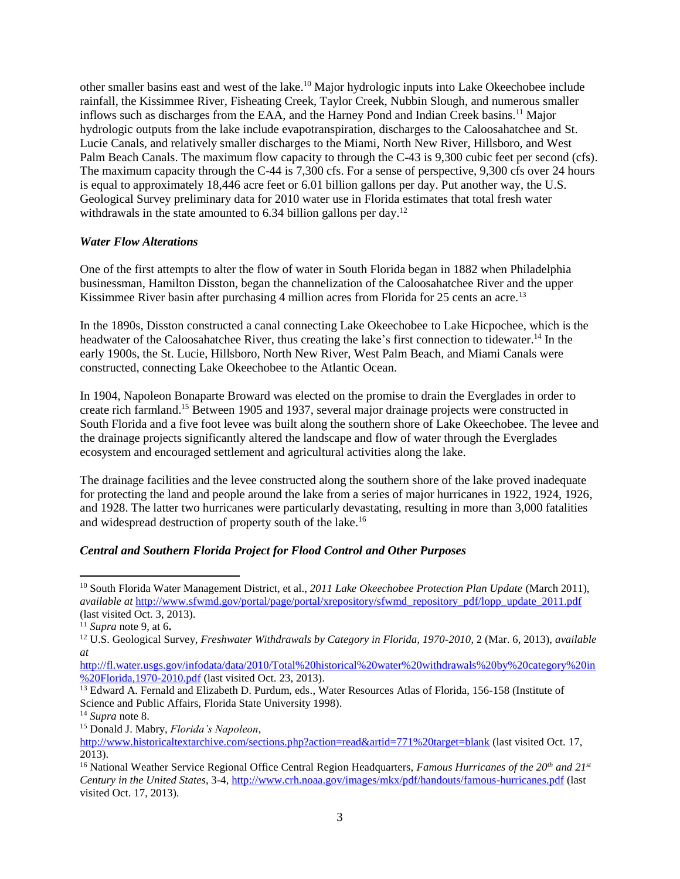other smaller basins east and west of the lake.[10] Major hydrologic inputs into Lake Okeechobee include rainfall, the Kissimmee River, Fisheating Creek, Taylor Creek, Nubbin Slough, and numerous smaller inflows such as discharges from the EAA, and the Harney Pond and Indian Creek basins.[11] Major hydrologic outputs from the lake include evapotranspiration, discharges to the Caloosahatchee and St. Lucie Canals, and relatively smaller discharges to the Miami, North New River, Hillsboro, and West Palm Beach Canals. The maximum flow capacity to through the C-43 is 9,300 cubic feet per second (cfs). The maximum capacity through the C-44 is 7,300 cfs. For a sense of perspective, 9,300 cfs over 24 hours is equal to approximately 18,446 acre feet or 6.01 billion gallons per day. Put another way, the U.S. Geological Survey preliminary data for 2010 water use in Florida estimates that total fresh water withdrawals in the state amounted to 6.34 billion gallons per day.[12]

***Water Flow Alterations***

One of the first attempts to alter the flow of water in South Florida began in 1882 when Philadelphia businessman, Hamilton Disston, began the channelization of the Caloosahatchee River and the upper Kissimmee River basin after purchasing 4 million acres from Florida for 25 cents an acre.[13]

In the 1890s, Disston constructed a canal connecting Lake Okeechobee to Lake Hicpochee, which is the headwater of the Caloosahatchee River, thus creating the lake's first connection to tidewater.[14] In the early 1900s, the St. Lucie, Hillsboro, North New River, West Palm Beach, and Miami Canals were constructed, connecting Lake Okeechobee to the Atlantic Ocean.

In 1904, Napoleon Bonaparte Broward was elected on the promise to drain the Everglades in order to create rich farmland.[15] Between 1905 and 1937, several major drainage projects were constructed in South Florida and a five foot levee was built along the southern shore of Lake Okeechobee. The levee and the drainage projects significantly altered the landscape and flow of water through the Everglades ecosystem and encouraged settlement and agricultural activities along the lake.

The drainage facilities and the levee constructed along the southern shore of the lake proved inadequate for protecting the land and people around the lake from a series of major hurricanes in 1922, 1924, 1926, and 1928. The latter two hurricanes were particularly devastating, resulting in more than 3,000 fatalities and widespread destruction of property south of the lake.[16]

***Central and Southern Florida Project for Flood Control and Other Purposes***

---

[10] South Florida Water Management District, et al., *2011 Lake Okeechobee Protection Plan Update* (March 2011), *available at* http://www.sfwmd.gov/portal/page/portal/xrepository/sfwmd_repository_pdf/lopp_update_2011.pdf (last visited Oct. 3, 2013).

[11] *Supra* note 9, at 6**.**

[12] U.S. Geological Survey, *Freshwater Withdrawals by Category in Florida, 1970-2010*, 2 (Mar. 6, 2013), *available at* http://fl.water.usgs.gov/infodata/data/2010/Total%20historical%20water%20withdrawals%20by%20category%20in%20Florida,1970-2010.pdf (last visited Oct. 23, 2013).

[13] Edward A. Fernald and Elizabeth D. Purdum, eds., Water Resources Atlas of Florida, 156-158 (Institute of Science and Public Affairs, Florida State University 1998).

[14] *Supra* note 8.

[15] Donald J. Mabry, *Florida's Napoleon*, http://www.historicaltextarchive.com/sections.php?action=read&artid=771%20target=blank (last visited Oct. 17, 2013).

[16] National Weather Service Regional Office Central Region Headquarters, *Famous Hurricanes of the 20th and 21st Century in the United States*, 3-4, http://www.crh.noaa.gov/images/mkx/pdf/handouts/famous-hurricanes.pdf (last visited Oct. 17, 2013).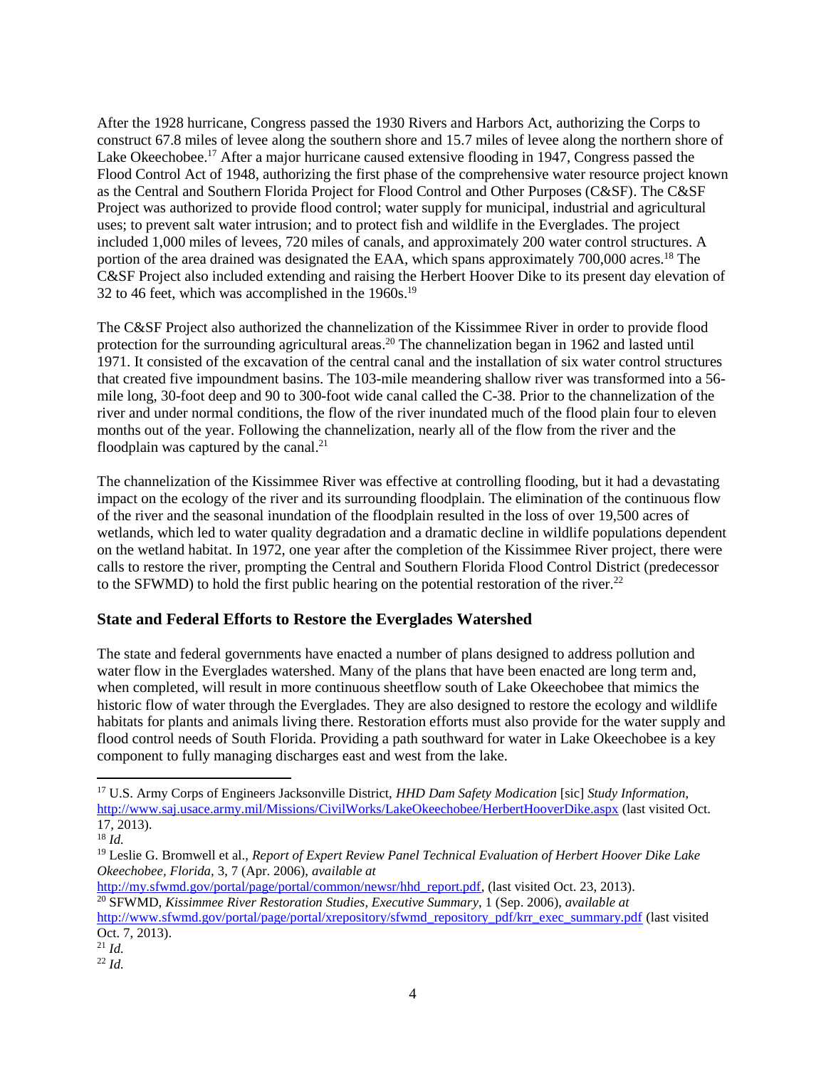After the 1928 hurricane, Congress passed the 1930 Rivers and Harbors Act, authorizing the Corps to construct 67.8 miles of levee along the southern shore and 15.7 miles of levee along the northern shore of Lake Okeechobee.[17] After a major hurricane caused extensive flooding in 1947, Congress passed the Flood Control Act of 1948, authorizing the first phase of the comprehensive water resource project known as the Central and Southern Florida Project for Flood Control and Other Purposes (C&SF). The C&SF Project was authorized to provide flood control; water supply for municipal, industrial and agricultural uses; to prevent salt water intrusion; and to protect fish and wildlife in the Everglades. The project included 1,000 miles of levees, 720 miles of canals, and approximately 200 water control structures. A portion of the area drained was designated the EAA, which spans approximately 700,000 acres.[18] The C&SF Project also included extending and raising the Herbert Hoover Dike to its present day elevation of 32 to 46 feet, which was accomplished in the 1960s.[19]

The C&SF Project also authorized the channelization of the Kissimmee River in order to provide flood protection for the surrounding agricultural areas.[20] The channelization began in 1962 and lasted until 1971. It consisted of the excavation of the central canal and the installation of six water control structures that created five impoundment basins. The 103-mile meandering shallow river was transformed into a 56-mile long, 30-foot deep and 90 to 300-foot wide canal called the C-38. Prior to the channelization of the river and under normal conditions, the flow of the river inundated much of the flood plain four to eleven months out of the year. Following the channelization, nearly all of the flow from the river and the floodplain was captured by the canal.[21]

The channelization of the Kissimmee River was effective at controlling flooding, but it had a devastating impact on the ecology of the river and its surrounding floodplain. The elimination of the continuous flow of the river and the seasonal inundation of the floodplain resulted in the loss of over 19,500 acres of wetlands, which led to water quality degradation and a dramatic decline in wildlife populations dependent on the wetland habitat. In 1972, one year after the completion of the Kissimmee River project, there were calls to restore the river, prompting the Central and Southern Florida Flood Control District (predecessor to the SFWMD) to hold the first public hearing on the potential restoration of the river.[22]

## State and Federal Efforts to Restore the Everglades Watershed

The state and federal governments have enacted a number of plans designed to address pollution and water flow in the Everglades watershed. Many of the plans that have been enacted are long term and, when completed, will result in more continuous sheetflow south of Lake Okeechobee that mimics the historic flow of water through the Everglades. They are also designed to restore the ecology and wildlife habitats for plants and animals living there. Restoration efforts must also provide for the water supply and flood control needs of South Florida. Providing a path southward for water in Lake Okeechobee is a key component to fully managing discharges east and west from the lake.

---

[17] U.S. Army Corps of Engineers Jacksonville District, *HHD Dam Safety Modication* [sic] *Study Information*, http://www.saj.usace.army.mil/Missions/CivilWorks/LakeOkeechobee/HerbertHooverDike.aspx (last visited Oct. 17, 2013).

[18] *Id.*

[19] Leslie G. Bromwell et al., *Report of Expert Review Panel Technical Evaluation of Herbert Hoover Dike Lake Okeechobee, Florida,* 3, 7 (Apr. 2006), *available at* http://my.sfwmd.gov/portal/page/portal/common/newsr/hhd_report.pdf, (last visited Oct. 23, 2013).

[20] SFWMD, *Kissimmee River Restoration Studies, Executive Summary*, 1 (Sep. 2006), *available at* http://www.sfwmd.gov/portal/page/portal/xrepository/sfwmd_repository_pdf/krr_exec_summary.pdf (last visited Oct. 7, 2013).

[21] *Id.*

[22] *Id.*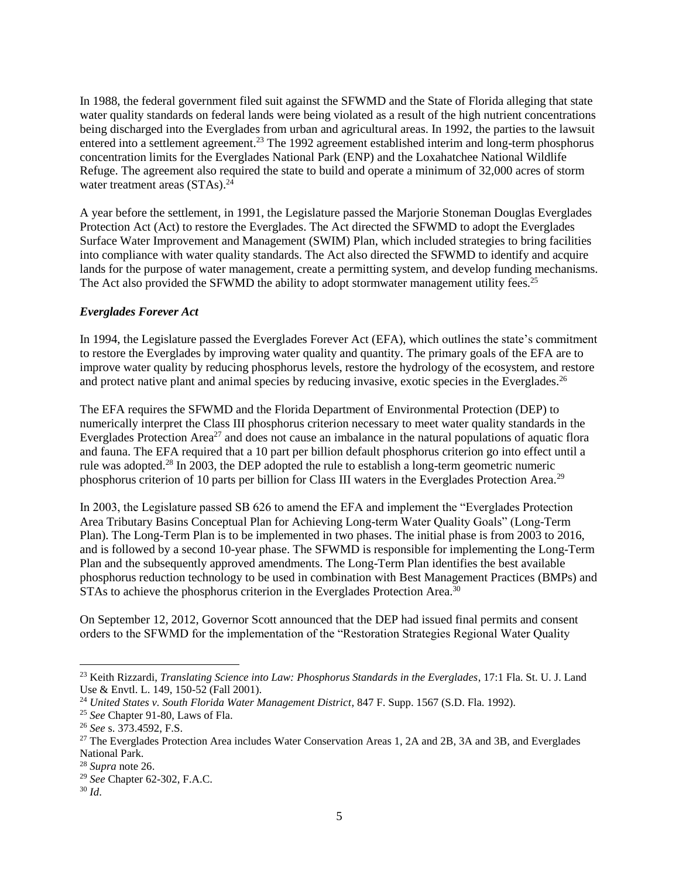In 1988, the federal government filed suit against the SFWMD and the State of Florida alleging that state water quality standards on federal lands were being violated as a result of the high nutrient concentrations being discharged into the Everglades from urban and agricultural areas. In 1992, the parties to the lawsuit entered into a settlement agreement.[23] The 1992 agreement established interim and long-term phosphorus concentration limits for the Everglades National Park (ENP) and the Loxahatchee National Wildlife Refuge. The agreement also required the state to build and operate a minimum of 32,000 acres of storm water treatment areas (STAs).[24]

A year before the settlement, in 1991, the Legislature passed the Marjorie Stoneman Douglas Everglades Protection Act (Act) to restore the Everglades. The Act directed the SFWMD to adopt the Everglades Surface Water Improvement and Management (SWIM) Plan, which included strategies to bring facilities into compliance with water quality standards. The Act also directed the SFWMD to identify and acquire lands for the purpose of water management, create a permitting system, and develop funding mechanisms. The Act also provided the SFWMD the ability to adopt stormwater management utility fees.[25]

***Everglades Forever Act***

In 1994, the Legislature passed the Everglades Forever Act (EFA), which outlines the state's commitment to restore the Everglades by improving water quality and quantity. The primary goals of the EFA are to improve water quality by reducing phosphorus levels, restore the hydrology of the ecosystem, and restore and protect native plant and animal species by reducing invasive, exotic species in the Everglades.[26]

The EFA requires the SFWMD and the Florida Department of Environmental Protection (DEP) to numerically interpret the Class III phosphorus criterion necessary to meet water quality standards in the Everglades Protection Area[27] and does not cause an imbalance in the natural populations of aquatic flora and fauna. The EFA required that a 10 part per billion default phosphorus criterion go into effect until a rule was adopted.[28] In 2003, the DEP adopted the rule to establish a long-term geometric numeric phosphorus criterion of 10 parts per billion for Class III waters in the Everglades Protection Area.[29]

In 2003, the Legislature passed SB 626 to amend the EFA and implement the "Everglades Protection Area Tributary Basins Conceptual Plan for Achieving Long-term Water Quality Goals" (Long-Term Plan). The Long-Term Plan is to be implemented in two phases. The initial phase is from 2003 to 2016, and is followed by a second 10-year phase. The SFWMD is responsible for implementing the Long-Term Plan and the subsequently approved amendments. The Long-Term Plan identifies the best available phosphorus reduction technology to be used in combination with Best Management Practices (BMPs) and STAs to achieve the phosphorus criterion in the Everglades Protection Area.[30]

On September 12, 2012, Governor Scott announced that the DEP had issued final permits and consent orders to the SFWMD for the implementation of the "Restoration Strategies Regional Water Quality

---

[23] Keith Rizzardi, *Translating Science into Law: Phosphorus Standards in the Everglades*, 17:1 Fla. St. U. J. Land Use & Envtl. L. 149, 150-52 (Fall 2001).

[24] *United States v. South Florida Water Management District*, 847 F. Supp. 1567 (S.D. Fla. 1992).

[25] *See* Chapter 91-80, Laws of Fla.

[26] *See* s. 373.4592, F.S.

[27] The Everglades Protection Area includes Water Conservation Areas 1, 2A and 2B, 3A and 3B, and Everglades National Park.

[28] *Supra* note 26.

[29] *See* Chapter 62-302, F.A.C.

[30] *Id*.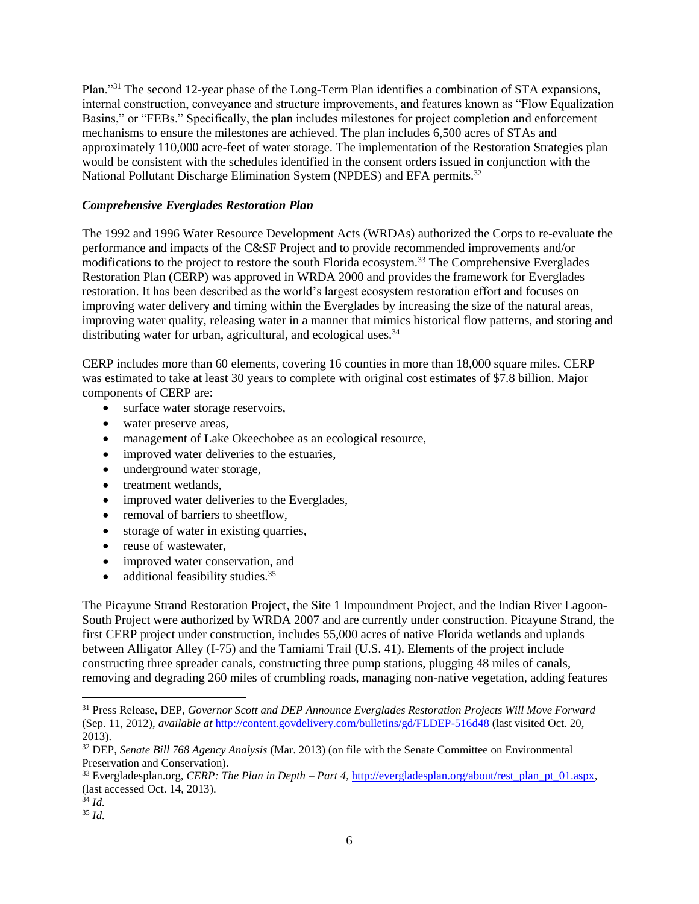Plan."[31] The second 12-year phase of the Long-Term Plan identifies a combination of STA expansions, internal construction, conveyance and structure improvements, and features known as "Flow Equalization Basins," or "FEBs." Specifically, the plan includes milestones for project completion and enforcement mechanisms to ensure the milestones are achieved. The plan includes 6,500 acres of STAs and approximately 110,000 acre-feet of water storage. The implementation of the Restoration Strategies plan would be consistent with the schedules identified in the consent orders issued in conjunction with the National Pollutant Discharge Elimination System (NPDES) and EFA permits.[32]

***Comprehensive Everglades Restoration Plan***

The 1992 and 1996 Water Resource Development Acts (WRDAs) authorized the Corps to re-evaluate the performance and impacts of the C&SF Project and to provide recommended improvements and/or modifications to the project to restore the south Florida ecosystem.[33] The Comprehensive Everglades Restoration Plan (CERP) was approved in WRDA 2000 and provides the framework for Everglades restoration. It has been described as the world's largest ecosystem restoration effort and focuses on improving water delivery and timing within the Everglades by increasing the size of the natural areas, improving water quality, releasing water in a manner that mimics historical flow patterns, and storing and distributing water for urban, agricultural, and ecological uses.[34]

CERP includes more than 60 elements, covering 16 counties in more than 18,000 square miles. CERP was estimated to take at least 30 years to complete with original cost estimates of $7.8 billion. Major components of CERP are:

- surface water storage reservoirs,
- water preserve areas,
- management of Lake Okeechobee as an ecological resource,
- improved water deliveries to the estuaries,
- underground water storage,
- treatment wetlands,
- improved water deliveries to the Everglades,
- removal of barriers to sheetflow,
- storage of water in existing quarries,
- reuse of wastewater,
- improved water conservation, and
- additional feasibility studies.[35]

The Picayune Strand Restoration Project, the Site 1 Impoundment Project, and the Indian River Lagoon-South Project were authorized by WRDA 2007 and are currently under construction. Picayune Strand, the first CERP project under construction, includes 55,000 acres of native Florida wetlands and uplands between Alligator Alley (I-75) and the Tamiami Trail (U.S. 41). Elements of the project include constructing three spreader canals, constructing three pump stations, plugging 48 miles of canals, removing and degrading 260 miles of crumbling roads, managing non-native vegetation, adding features

---

[31] Press Release, DEP, *Governor Scott and DEP Announce Everglades Restoration Projects Will Move Forward* (Sep. 11, 2012), *available at* http://content.govdelivery.com/bulletins/gd/FLDEP-516d48 (last visited Oct. 20, 2013).

[32] DEP, *Senate Bill 768 Agency Analysis* (Mar. 2013) (on file with the Senate Committee on Environmental Preservation and Conservation).

[33] Evergladesplan.org, *CERP: The Plan in Depth – Part 4*, http://evergladesplan.org/about/rest_plan_pt_01.aspx, (last accessed Oct. 14, 2013).

[34] *Id.*

[35] *Id.*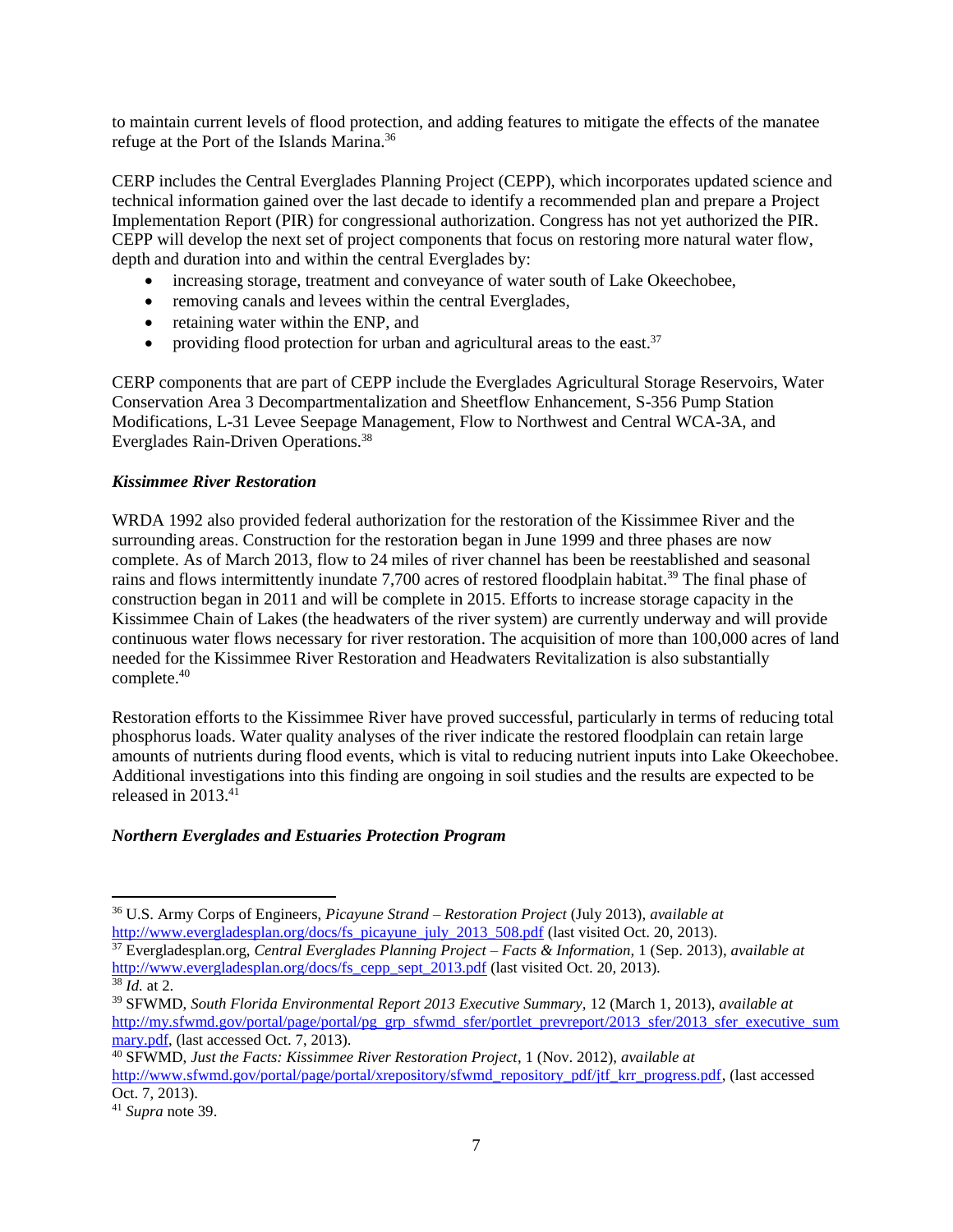to maintain current levels of flood protection, and adding features to mitigate the effects of the manatee refuge at the Port of the Islands Marina.[36]

CERP includes the Central Everglades Planning Project (CEPP), which incorporates updated science and technical information gained over the last decade to identify a recommended plan and prepare a Project Implementation Report (PIR) for congressional authorization. Congress has not yet authorized the PIR. CEPP will develop the next set of project components that focus on restoring more natural water flow, depth and duration into and within the central Everglades by:

- increasing storage, treatment and conveyance of water south of Lake Okeechobee,
- removing canals and levees within the central Everglades,
- retaining water within the ENP, and
- providing flood protection for urban and agricultural areas to the east.[37]

CERP components that are part of CEPP include the Everglades Agricultural Storage Reservoirs, Water Conservation Area 3 Decompartmentalization and Sheetflow Enhancement, S-356 Pump Station Modifications, L-31 Levee Seepage Management, Flow to Northwest and Central WCA-3A, and Everglades Rain-Driven Operations.[38]

***Kissimmee River Restoration***

WRDA 1992 also provided federal authorization for the restoration of the Kissimmee River and the surrounding areas. Construction for the restoration began in June 1999 and three phases are now complete. As of March 2013, flow to 24 miles of river channel has been reestablished and seasonal rains and flows intermittently inundate 7,700 acres of restored floodplain habitat.[39] The final phase of construction began in 2011 and will be complete in 2015. Efforts to increase storage capacity in the Kissimmee Chain of Lakes (the headwaters of the river system) are currently underway and will provide continuous water flows necessary for river restoration. The acquisition of more than 100,000 acres of land needed for the Kissimmee River Restoration and Headwaters Revitalization is also substantially complete.[40]

Restoration efforts to the Kissimmee River have proved successful, particularly in terms of reducing total phosphorus loads. Water quality analyses of the river indicate the restored floodplain can retain large amounts of nutrients during flood events, which is vital to reducing nutrient inputs into Lake Okeechobee. Additional investigations into this finding are ongoing in soil studies and the results are expected to be released in 2013.[41]

***Northern Everglades and Estuaries Protection Program***

---

[36] U.S. Army Corps of Engineers, *Picayune Strand – Restoration Project* (July 2013), *available at* http://www.evergladesplan.org/docs/fs_picayune_july_2013_508.pdf (last visited Oct. 20, 2013).

[37] Evergladesplan.org, *Central Everglades Planning Project – Facts & Information*, 1 (Sep. 2013), *available at* http://www.evergladesplan.org/docs/fs_cepp_sept_2013.pdf (last visited Oct. 20, 2013).

[38] *Id.* at 2.

[39] SFWMD, *South Florida Environmental Report 2013 Executive Summary*, 12 (March 1, 2013), *available at* http://my.sfwmd.gov/portal/page/portal/pg_grp_sfwmd_sfer/portlet_prevreport/2013_sfer/2013_sfer_executive_summary.pdf, (last accessed Oct. 7, 2013).

[40] SFWMD, *Just the Facts: Kissimmee River Restoration Project*, 1 (Nov. 2012), *available at* http://www.sfwmd.gov/portal/page/portal/xrepository/sfwmd_repository_pdf/jtf_krr_progress.pdf, (last accessed Oct. 7, 2013).

[41] *Supra* note 39.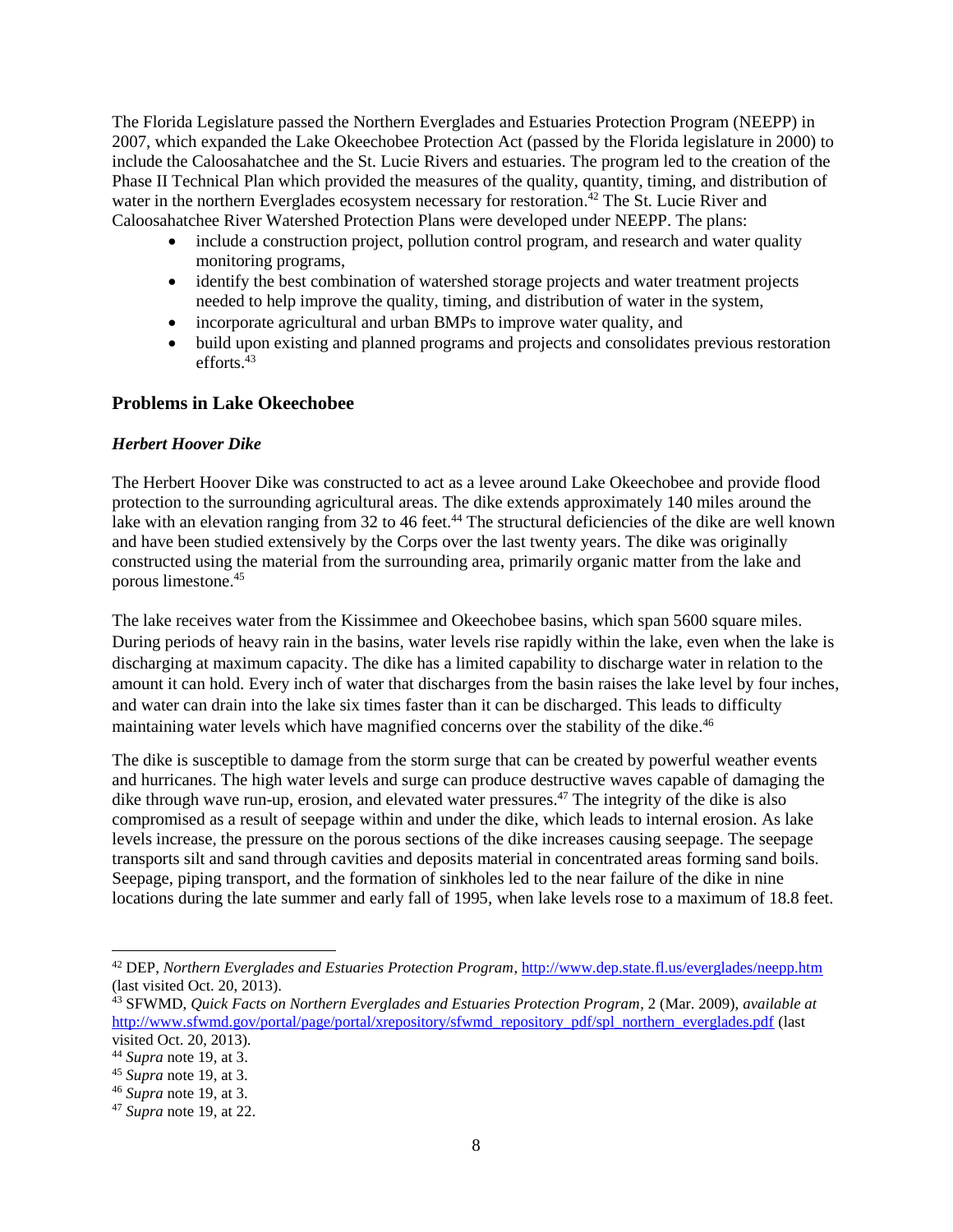The Florida Legislature passed the Northern Everglades and Estuaries Protection Program (NEEPP) in 2007, which expanded the Lake Okeechobee Protection Act (passed by the Florida legislature in 2000) to include the Caloosahatchee and the St. Lucie Rivers and estuaries. The program led to the creation of the Phase II Technical Plan which provided the measures of the quality, quantity, timing, and distribution of water in the northern Everglades ecosystem necessary for restoration.[42] The St. Lucie River and Caloosahatchee River Watershed Protection Plans were developed under NEEPP. The plans:

- include a construction project, pollution control program, and research and water quality monitoring programs,
- identify the best combination of watershed storage projects and water treatment projects needed to help improve the quality, timing, and distribution of water in the system,
- incorporate agricultural and urban BMPs to improve water quality, and
- build upon existing and planned programs and projects and consolidates previous restoration efforts.[43]

## Problems in Lake Okeechobee

### *Herbert Hoover Dike*

The Herbert Hoover Dike was constructed to act as a levee around Lake Okeechobee and provide flood protection to the surrounding agricultural areas. The dike extends approximately 140 miles around the lake with an elevation ranging from 32 to 46 feet.[44] The structural deficiencies of the dike are well known and have been studied extensively by the Corps over the last twenty years. The dike was originally constructed using the material from the surrounding area, primarily organic matter from the lake and porous limestone.[45]

The lake receives water from the Kissimmee and Okeechobee basins, which span 5600 square miles. During periods of heavy rain in the basins, water levels rise rapidly within the lake, even when the lake is discharging at maximum capacity. The dike has a limited capability to discharge water in relation to the amount it can hold. Every inch of water that discharges from the basin raises the lake level by four inches, and water can drain into the lake six times faster than it can be discharged. This leads to difficulty maintaining water levels which have magnified concerns over the stability of the dike.[46]

The dike is susceptible to damage from the storm surge that can be created by powerful weather events and hurricanes. The high water levels and surge can produce destructive waves capable of damaging the dike through wave run-up, erosion, and elevated water pressures.[47] The integrity of the dike is also compromised as a result of seepage within and under the dike, which leads to internal erosion. As lake levels increase, the pressure on the porous sections of the dike increases causing seepage. The seepage transports silt and sand through cavities and deposits material in concentrated areas forming sand boils. Seepage, piping transport, and the formation of sinkholes led to the near failure of the dike in nine locations during the late summer and early fall of 1995, when lake levels rose to a maximum of 18.8 feet.

---

[42] DEP, *Northern Everglades and Estuaries Protection Program*, http://www.dep.state.fl.us/everglades/neepp.htm (last visited Oct. 20, 2013).

[43] SFWMD, *Quick Facts on Northern Everglades and Estuaries Protection Program*, 2 (Mar. 2009), *available at* http://www.sfwmd.gov/portal/page/portal/xrepository/sfwmd_repository_pdf/spl_northern_everglades.pdf (last visited Oct. 20, 2013).

[44] *Supra* note 19, at 3.

[45] *Supra* note 19, at 3.

[46] *Supra* note 19, at 3.

[47] *Supra* note 19, at 22.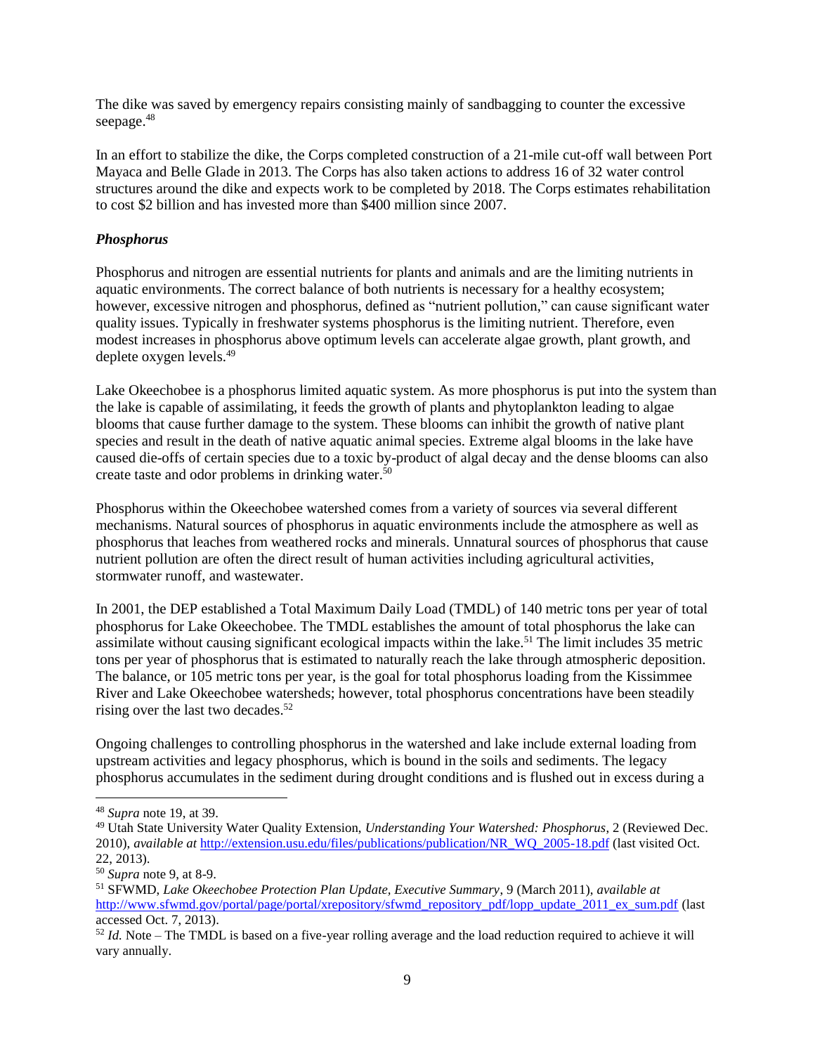The dike was saved by emergency repairs consisting mainly of sandbagging to counter the excessive seepage.[48]

In an effort to stabilize the dike, the Corps completed construction of a 21-mile cut-off wall between Port Mayaca and Belle Glade in 2013. The Corps has also taken actions to address 16 of 32 water control structures around the dike and expects work to be completed by 2018. The Corps estimates rehabilitation to cost $2 billion and has invested more than $400 million since 2007.

### *Phosphorus*

Phosphorus and nitrogen are essential nutrients for plants and animals and are the limiting nutrients in aquatic environments. The correct balance of both nutrients is necessary for a healthy ecosystem; however, excessive nitrogen and phosphorus, defined as "nutrient pollution," can cause significant water quality issues. Typically in freshwater systems phosphorus is the limiting nutrient. Therefore, even modest increases in phosphorus above optimum levels can accelerate algae growth, plant growth, and deplete oxygen levels.[49]

Lake Okeechobee is a phosphorus limited aquatic system. As more phosphorus is put into the system than the lake is capable of assimilating, it feeds the growth of plants and phytoplankton leading to algae blooms that cause further damage to the system. These blooms can inhibit the growth of native plant species and result in the death of native aquatic animal species. Extreme algal blooms in the lake have caused die-offs of certain species due to a toxic by-product of algal decay and the dense blooms can also create taste and odor problems in drinking water.[50]

Phosphorus within the Okeechobee watershed comes from a variety of sources via several different mechanisms. Natural sources of phosphorus in aquatic environments include the atmosphere as well as phosphorus that leaches from weathered rocks and minerals. Unnatural sources of phosphorus that cause nutrient pollution are often the direct result of human activities including agricultural activities, stormwater runoff, and wastewater.

In 2001, the DEP established a Total Maximum Daily Load (TMDL) of 140 metric tons per year of total phosphorus for Lake Okeechobee. The TMDL establishes the amount of total phosphorus the lake can assimilate without causing significant ecological impacts within the lake.[51] The limit includes 35 metric tons per year of phosphorus that is estimated to naturally reach the lake through atmospheric deposition. The balance, or 105 metric tons per year, is the goal for total phosphorus loading from the Kissimmee River and Lake Okeechobee watersheds; however, total phosphorus concentrations have been steadily rising over the last two decades.[52]

Ongoing challenges to controlling phosphorus in the watershed and lake include external loading from upstream activities and legacy phosphorus, which is bound in the soils and sediments. The legacy phosphorus accumulates in the sediment during drought conditions and is flushed out in excess during a

---

[48] *Supra* note 19, at 39.

[49] Utah State University Water Quality Extension, *Understanding Your Watershed: Phosphorus*, 2 (Reviewed Dec. 2010), *available at* http://extension.usu.edu/files/publications/publication/NR_WQ_2005-18.pdf (last visited Oct. 22, 2013).

[50] *Supra* note 9, at 8-9.

[51] SFWMD, *Lake Okeechobee Protection Plan Update, Executive Summary*, 9 (March 2011), *available at* http://www.sfwmd.gov/portal/page/portal/xrepository/sfwmd_repository_pdf/lopp_update_2011_ex_sum.pdf (last accessed Oct. 7, 2013).

[52] *Id.* Note – The TMDL is based on a five-year rolling average and the load reduction required to achieve it will vary annually.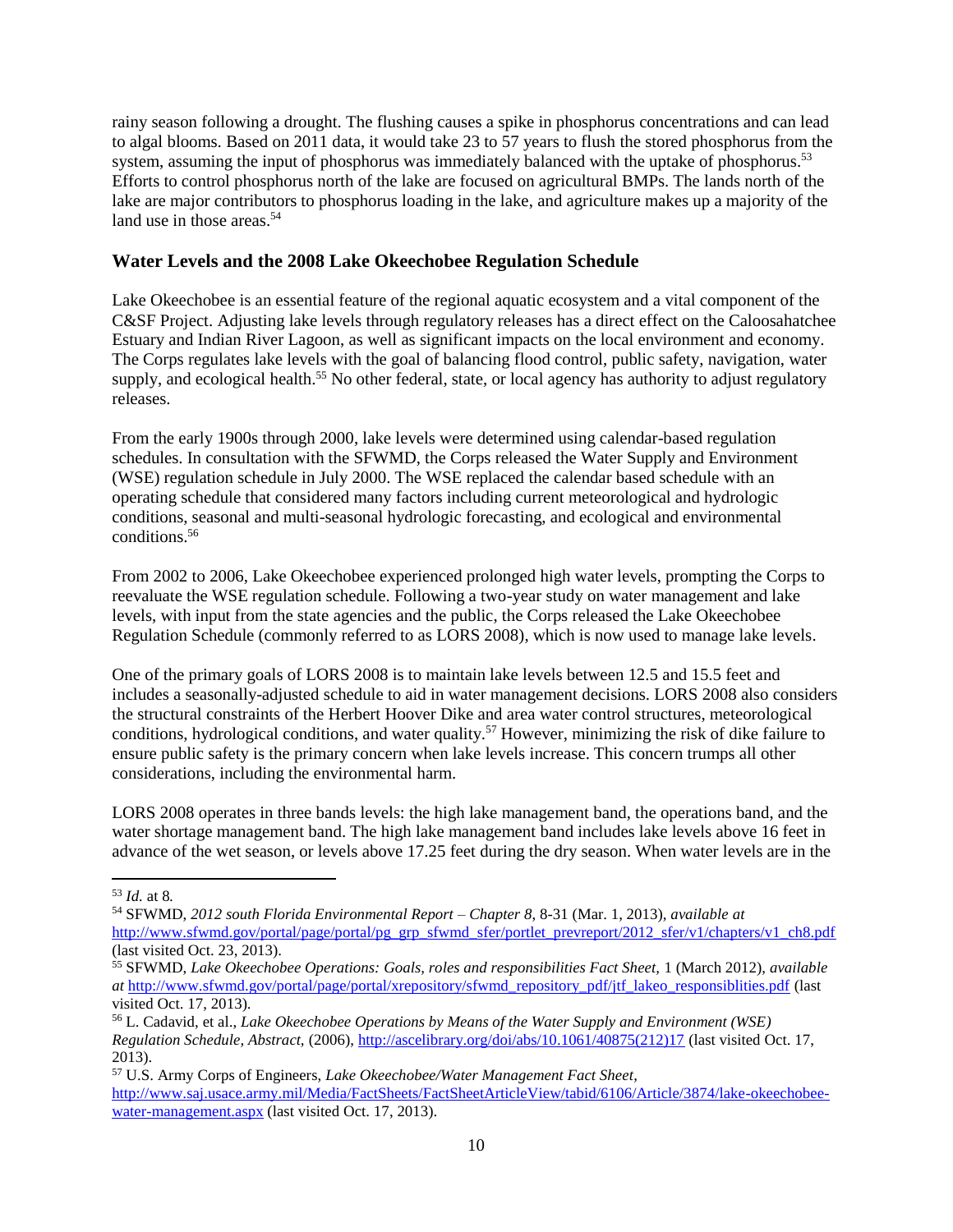rainy season following a drought. The flushing causes a spike in phosphorus concentrations and can lead to algal blooms. Based on 2011 data, it would take 23 to 57 years to flush the stored phosphorus from the system, assuming the input of phosphorus was immediately balanced with the uptake of phosphorus.[53] Efforts to control phosphorus north of the lake are focused on agricultural BMPs. The lands north of the lake are major contributors to phosphorus loading in the lake, and agriculture makes up a majority of the land use in those areas.[54]

### Water Levels and the 2008 Lake Okeechobee Regulation Schedule

Lake Okeechobee is an essential feature of the regional aquatic ecosystem and a vital component of the C&SF Project. Adjusting lake levels through regulatory releases has a direct effect on the Caloosahatchee Estuary and Indian River Lagoon, as well as significant impacts on the local environment and economy. The Corps regulates lake levels with the goal of balancing flood control, public safety, navigation, water supply, and ecological health.[55] No other federal, state, or local agency has authority to adjust regulatory releases.

From the early 1900s through 2000, lake levels were determined using calendar-based regulation schedules. In consultation with the SFWMD, the Corps released the Water Supply and Environment (WSE) regulation schedule in July 2000. The WSE replaced the calendar based schedule with an operating schedule that considered many factors including current meteorological and hydrologic conditions, seasonal and multi-seasonal hydrologic forecasting, and ecological and environmental conditions.[56]

From 2002 to 2006, Lake Okeechobee experienced prolonged high water levels, prompting the Corps to reevaluate the WSE regulation schedule. Following a two-year study on water management and lake levels, with input from the state agencies and the public, the Corps released the Lake Okeechobee Regulation Schedule (commonly referred to as LORS 2008), which is now used to manage lake levels.

One of the primary goals of LORS 2008 is to maintain lake levels between 12.5 and 15.5 feet and includes a seasonally-adjusted schedule to aid in water management decisions. LORS 2008 also considers the structural constraints of the Herbert Hoover Dike and area water control structures, meteorological conditions, hydrological conditions, and water quality.[57] However, minimizing the risk of dike failure to ensure public safety is the primary concern when lake levels increase. This concern trumps all other considerations, including the environmental harm.

LORS 2008 operates in three bands levels: the high lake management band, the operations band, and the water shortage management band. The high lake management band includes lake levels above 16 feet in advance of the wet season, or levels above 17.25 feet during the dry season. When water levels are in the

---

[53] *Id.* at 8.

[54] SFWMD, *2012 south Florida Environmental Report – Chapter 8*, 8-31 (Mar. 1, 2013), *available at* http://www.sfwmd.gov/portal/page/portal/pg_grp_sfwmd_sfer/portlet_prevreport/2012_sfer/v1/chapters/v1_ch8.pdf (last visited Oct. 23, 2013).

[55] SFWMD, *Lake Okeechobee Operations: Goals, roles and responsibilities Fact Sheet*, 1 (March 2012), *available at* http://www.sfwmd.gov/portal/page/portal/xrepository/sfwmd_repository_pdf/jtf_lakeo_responsiblities.pdf (last visited Oct. 17, 2013).

[56] L. Cadavid, et al., *Lake Okeechobee Operations by Means of the Water Supply and Environment (WSE) Regulation Schedule, Abstract*, (2006), http://ascelibrary.org/doi/abs/10.1061/40875(212)17 (last visited Oct. 17, 2013).

[57] U.S. Army Corps of Engineers, *Lake Okeechobee/Water Management Fact Sheet*, http://www.saj.usace.army.mil/Media/FactSheets/FactSheetArticleView/tabid/6106/Article/3874/lake-okeechobee-water-management.aspx (last visited Oct. 17, 2013).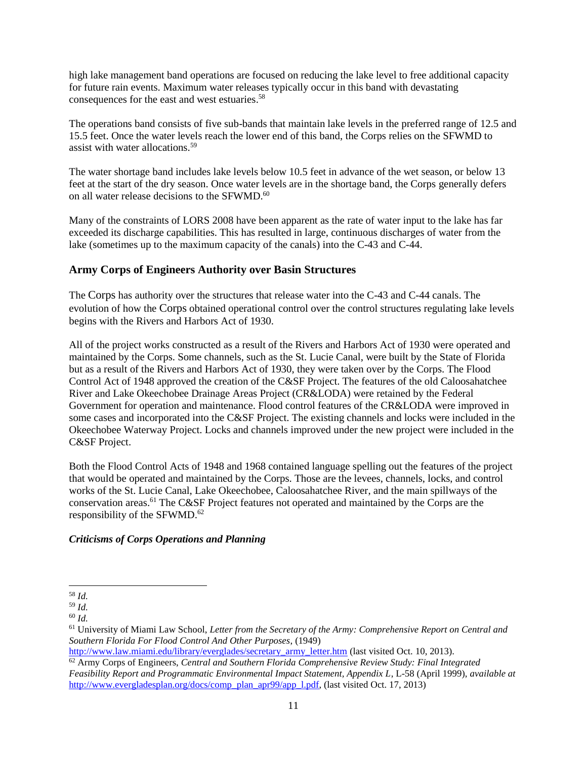high lake management band operations are focused on reducing the lake level to free additional capacity for future rain events. Maximum water releases typically occur in this band with devastating consequences for the east and west estuaries.[58]

The operations band consists of five sub-bands that maintain lake levels in the preferred range of 12.5 and 15.5 feet. Once the water levels reach the lower end of this band, the Corps relies on the SFWMD to assist with water allocations.[59]

The water shortage band includes lake levels below 10.5 feet in advance of the wet season, or below 13 feet at the start of the dry season. Once water levels are in the shortage band, the Corps generally defers on all water release decisions to the SFWMD.[60]

Many of the constraints of LORS 2008 have been apparent as the rate of water input to the lake has far exceeded its discharge capabilities. This has resulted in large, continuous discharges of water from the lake (sometimes up to the maximum capacity of the canals) into the C-43 and C-44.

## Army Corps of Engineers Authority over Basin Structures

The Corps has authority over the structures that release water into the C-43 and C-44 canals. The evolution of how the Corps obtained operational control over the control structures regulating lake levels begins with the Rivers and Harbors Act of 1930.

All of the project works constructed as a result of the Rivers and Harbors Act of 1930 were operated and maintained by the Corps. Some channels, such as the St. Lucie Canal, were built by the State of Florida but as a result of the Rivers and Harbors Act of 1930, they were taken over by the Corps. The Flood Control Act of 1948 approved the creation of the C&SF Project. The features of the old Caloosahatchee River and Lake Okeechobee Drainage Areas Project (CR&LODA) were retained by the Federal Government for operation and maintenance. Flood control features of the CR&LODA were improved in some cases and incorporated into the C&SF Project. The existing channels and locks were included in the Okeechobee Waterway Project. Locks and channels improved under the new project were included in the C&SF Project.

Both the Flood Control Acts of 1948 and 1968 contained language spelling out the features of the project that would be operated and maintained by the Corps. Those are the levees, channels, locks, and control works of the St. Lucie Canal, Lake Okeechobee, Caloosahatchee River, and the main spillways of the conservation areas.[61] The C&SF Project features not operated and maintained by the Corps are the responsibility of the SFWMD.[62]

### *Criticisms of Corps Operations and Planning*

---

[58] *Id.*

[59] *Id.*

[60] *Id.*

[61] University of Miami Law School, *Letter from the Secretary of the Army: Comprehensive Report on Central and Southern Florida For Flood Control And Other Purposes*, (1949) http://www.law.miami.edu/library/everglades/secretary_army_letter.htm (last visited Oct. 10, 2013).

[62] Army Corps of Engineers, *Central and Southern Florida Comprehensive Review Study: Final Integrated Feasibility Report and Programmatic Environmental Impact Statement, Appendix L*, L-58 (April 1999), *available at* http://www.evergladesplan.org/docs/comp_plan_apr99/app_l.pdf, (last visited Oct. 17, 2013)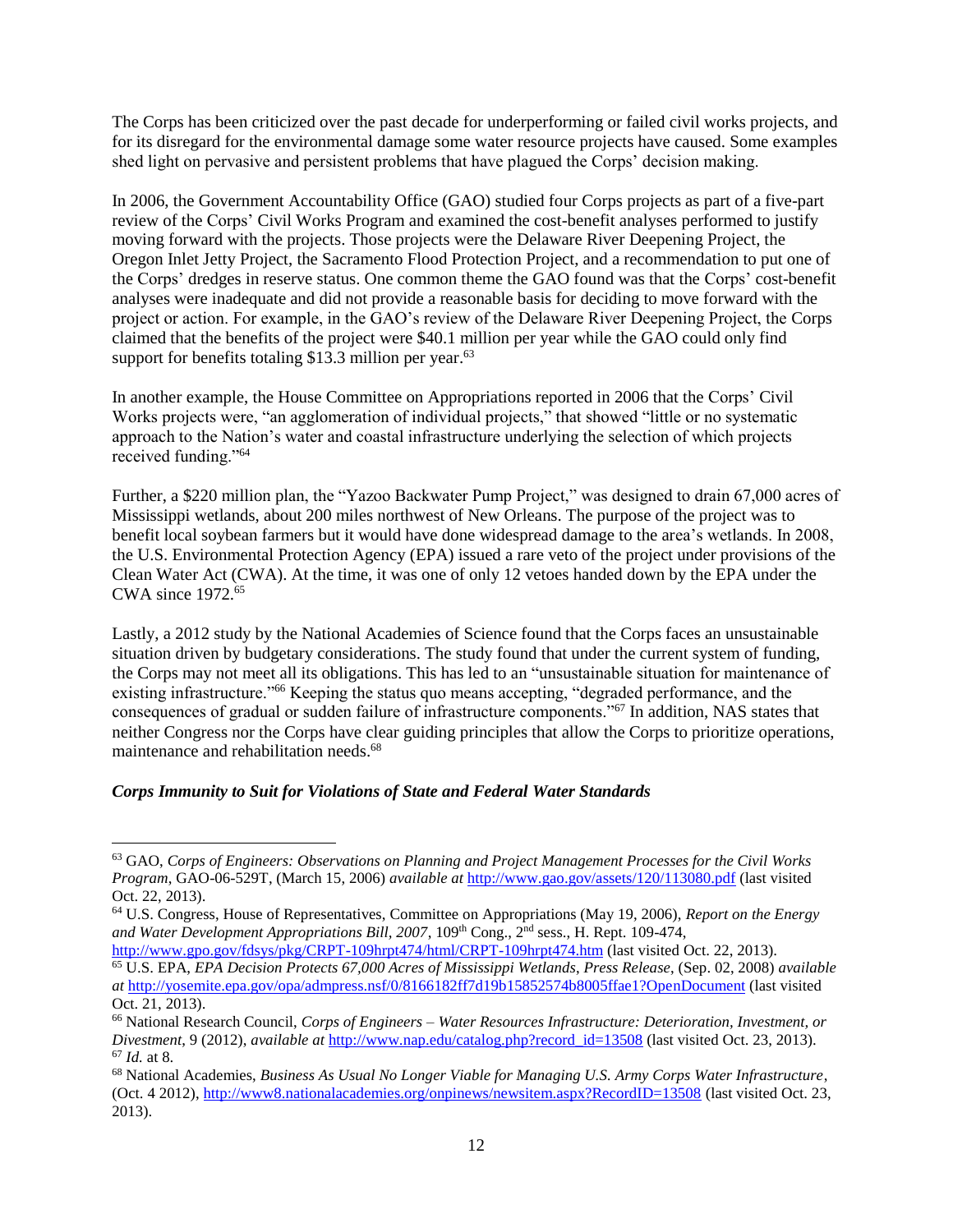The Corps has been criticized over the past decade for underperforming or failed civil works projects, and for its disregard for the environmental damage some water resource projects have caused. Some examples shed light on pervasive and persistent problems that have plagued the Corps' decision making.

In 2006, the Government Accountability Office (GAO) studied four Corps projects as part of a five-part review of the Corps' Civil Works Program and examined the cost-benefit analyses performed to justify moving forward with the projects. Those projects were the Delaware River Deepening Project, the Oregon Inlet Jetty Project, the Sacramento Flood Protection Project, and a recommendation to put one of the Corps' dredges in reserve status. One common theme the GAO found was that the Corps' cost-benefit analyses were inadequate and did not provide a reasonable basis for deciding to move forward with the project or action. For example, in the GAO's review of the Delaware River Deepening Project, the Corps claimed that the benefits of the project were $40.1 million per year while the GAO could only find support for benefits totaling $13.3 million per year.[63]

In another example, the House Committee on Appropriations reported in 2006 that the Corps' Civil Works projects were, "an agglomeration of individual projects," that showed "little or no systematic approach to the Nation's water and coastal infrastructure underlying the selection of which projects received funding."[64]

Further, a $220 million plan, the "Yazoo Backwater Pump Project," was designed to drain 67,000 acres of Mississippi wetlands, about 200 miles northwest of New Orleans. The purpose of the project was to benefit local soybean farmers but it would have done widespread damage to the area's wetlands. In 2008, the U.S. Environmental Protection Agency (EPA) issued a rare veto of the project under provisions of the Clean Water Act (CWA). At the time, it was one of only 12 vetoes handed down by the EPA under the CWA since 1972.[65]

Lastly, a 2012 study by the National Academies of Science found that the Corps faces an unsustainable situation driven by budgetary considerations. The study found that under the current system of funding, the Corps may not meet all its obligations. This has led to an "unsustainable situation for maintenance of existing infrastructure."[66] Keeping the status quo means accepting, "degraded performance, and the consequences of gradual or sudden failure of infrastructure components."[67] In addition, NAS states that neither Congress nor the Corps have clear guiding principles that allow the Corps to prioritize operations, maintenance and rehabilitation needs.[68]

### ***Corps Immunity to Suit for Violations of State and Federal Water Standards***

---

[63] GAO, *Corps of Engineers: Observations on Planning and Project Management Processes for the Civil Works Program*, GAO-06-529T, (March 15, 2006) *available at* http://www.gao.gov/assets/120/113080.pdf (last visited Oct. 22, 2013).

[64] U.S. Congress, House of Representatives, Committee on Appropriations (May 19, 2006), *Report on the Energy and Water Development Appropriations Bill, 2007*, 109th Cong., 2nd sess., H. Rept. 109-474, http://www.gpo.gov/fdsys/pkg/CRPT-109hrpt474/html/CRPT-109hrpt474.htm (last visited Oct. 22, 2013).

[65] U.S. EPA, *EPA Decision Protects 67,000 Acres of Mississippi Wetlands*, *Press Release*, (Sep. 02, 2008) *available at* http://yosemite.epa.gov/opa/admpress.nsf/0/8166182ff7d19b15852574b8005ffae1?OpenDocument (last visited Oct. 21, 2013).

[66] National Research Council, *Corps of Engineers – Water Resources Infrastructure: Deterioration, Investment, or Divestment*, 9 (2012), *available at* http://www.nap.edu/catalog.php?record_id=13508 (last visited Oct. 23, 2013).

[67] *Id.* at 8.

[68] National Academies, *Business As Usual No Longer Viable for Managing U.S. Army Corps Water Infrastructure*, (Oct. 4 2012), http://www8.nationalacademies.org/onpinews/newsitem.aspx?RecordID=13508 (last visited Oct. 23, 2013).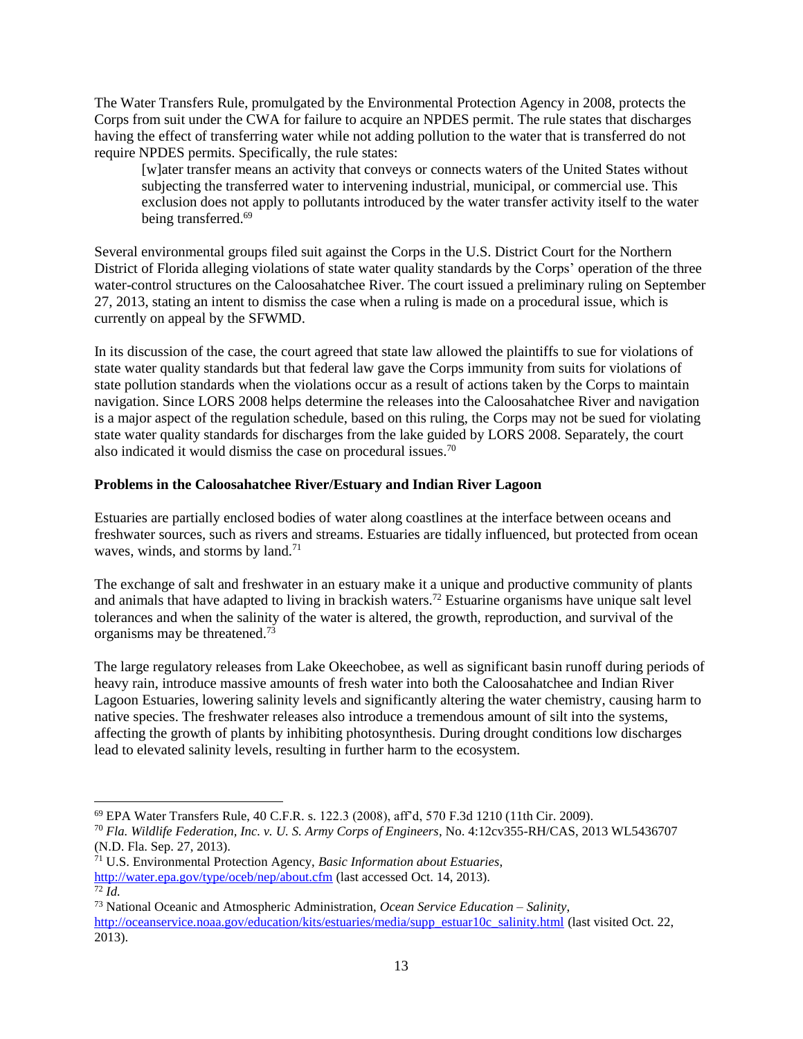The Water Transfers Rule, promulgated by the Environmental Protection Agency in 2008, protects the Corps from suit under the CWA for failure to acquire an NPDES permit. The rule states that discharges having the effect of transferring water while not adding pollution to the water that is transferred do not require NPDES permits. Specifically, the rule states:

> [w]ater transfer means an activity that conveys or connects waters of the United States without subjecting the transferred water to intervening industrial, municipal, or commercial use. This exclusion does not apply to pollutants introduced by the water transfer activity itself to the water being transferred.[69]

Several environmental groups filed suit against the Corps in the U.S. District Court for the Northern District of Florida alleging violations of state water quality standards by the Corps' operation of the three water-control structures on the Caloosahatchee River. The court issued a preliminary ruling on September 27, 2013, stating an intent to dismiss the case when a ruling is made on a procedural issue, which is currently on appeal by the SFWMD.

In its discussion of the case, the court agreed that state law allowed the plaintiffs to sue for violations of state water quality standards but that federal law gave the Corps immunity from suits for violations of state pollution standards when the violations occur as a result of actions taken by the Corps to maintain navigation. Since LORS 2008 helps determine the releases into the Caloosahatchee River and navigation is a major aspect of the regulation schedule, based on this ruling, the Corps may not be sued for violating state water quality standards for discharges from the lake guided by LORS 2008. Separately, the court also indicated it would dismiss the case on procedural issues.[70]

**Problems in the Caloosahatchee River/Estuary and Indian River Lagoon**

Estuaries are partially enclosed bodies of water along coastlines at the interface between oceans and freshwater sources, such as rivers and streams. Estuaries are tidally influenced, but protected from ocean waves, winds, and storms by land.[71]

The exchange of salt and freshwater in an estuary make it a unique and productive community of plants and animals that have adapted to living in brackish waters.[72] Estuarine organisms have unique salt level tolerances and when the salinity of the water is altered, the growth, reproduction, and survival of the organisms may be threatened.[73]

The large regulatory releases from Lake Okeechobee, as well as significant basin runoff during periods of heavy rain, introduce massive amounts of fresh water into both the Caloosahatchee and Indian River Lagoon Estuaries, lowering salinity levels and significantly altering the water chemistry, causing harm to native species. The freshwater releases also introduce a tremendous amount of silt into the systems, affecting the growth of plants by inhibiting photosynthesis. During drought conditions low discharges lead to elevated salinity levels, resulting in further harm to the ecosystem.

---

[69] EPA Water Transfers Rule, 40 C.F.R. s. 122.3 (2008), aff'd, 570 F.3d 1210 (11th Cir. 2009).

[70] *Fla. Wildlife Federation, Inc. v. U. S. Army Corps of Engineers*, No. 4:12cv355-RH/CAS, 2013 WL5436707 (N.D. Fla. Sep. 27, 2013).

[71] U.S. Environmental Protection Agency, *Basic Information about Estuaries*, http://water.epa.gov/type/oceb/nep/about.cfm (last accessed Oct. 14, 2013).

[72] *Id.*

[73] National Oceanic and Atmospheric Administration, *Ocean Service Education – Salinity*, http://oceanservice.noaa.gov/education/kits/estuaries/media/supp_estuar10c_salinity.html (last visited Oct. 22, 2013).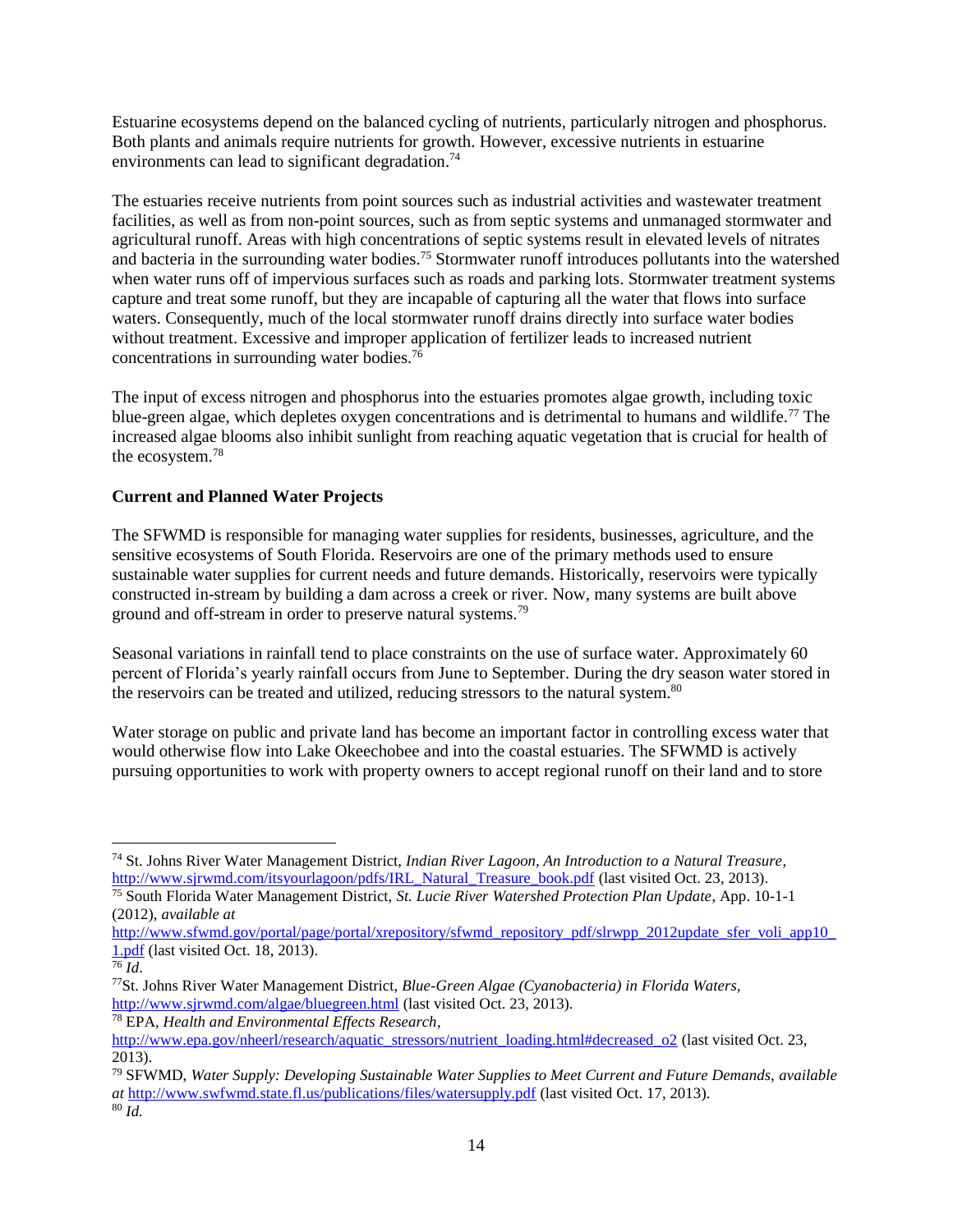Estuarine ecosystems depend on the balanced cycling of nutrients, particularly nitrogen and phosphorus. Both plants and animals require nutrients for growth. However, excessive nutrients in estuarine environments can lead to significant degradation.[74]

The estuaries receive nutrients from point sources such as industrial activities and wastewater treatment facilities, as well as from non-point sources, such as from septic systems and unmanaged stormwater and agricultural runoff. Areas with high concentrations of septic systems result in elevated levels of nitrates and bacteria in the surrounding water bodies.[75] Stormwater runoff introduces pollutants into the watershed when water runs off of impervious surfaces such as roads and parking lots. Stormwater treatment systems capture and treat some runoff, but they are incapable of capturing all the water that flows into surface waters. Consequently, much of the local stormwater runoff drains directly into surface water bodies without treatment. Excessive and improper application of fertilizer leads to increased nutrient concentrations in surrounding water bodies.[76]

The input of excess nitrogen and phosphorus into the estuaries promotes algae growth, including toxic blue-green algae, which depletes oxygen concentrations and is detrimental to humans and wildlife.[77] The increased algae blooms also inhibit sunlight from reaching aquatic vegetation that is crucial for health of the ecosystem.[78]

**Current and Planned Water Projects**

The SFWMD is responsible for managing water supplies for residents, businesses, agriculture, and the sensitive ecosystems of South Florida. Reservoirs are one of the primary methods used to ensure sustainable water supplies for current needs and future demands. Historically, reservoirs were typically constructed in-stream by building a dam across a creek or river. Now, many systems are built above ground and off-stream in order to preserve natural systems.[79]

Seasonal variations in rainfall tend to place constraints on the use of surface water. Approximately 60 percent of Florida's yearly rainfall occurs from June to September. During the dry season water stored in the reservoirs can be treated and utilized, reducing stressors to the natural system.[80]

Water storage on public and private land has become an important factor in controlling excess water that would otherwise flow into Lake Okeechobee and into the coastal estuaries. The SFWMD is actively pursuing opportunities to work with property owners to accept regional runoff on their land and to store

---

[74] St. Johns River Water Management District, *Indian River Lagoon, An Introduction to a Natural Treasure*, http://www.sjrwmd.com/itsyourlagoon/pdfs/IRL_Natural_Treasure_book.pdf (last visited Oct. 23, 2013).

[75] South Florida Water Management District, *St. Lucie River Watershed Protection Plan Update*, App. 10-1-1 (2012), *available at* http://www.sfwmd.gov/portal/page/portal/xrepository/sfwmd_repository_pdf/slrwpp_2012update_sfer_voli_app10_1.pdf (last visited Oct. 18, 2013).

[76] *Id*.

[77] St. Johns River Water Management District, *Blue-Green Algae (Cyanobacteria) in Florida Waters*, http://www.sjrwmd.com/algae/bluegreen.html (last visited Oct. 23, 2013).

[78] EPA, *Health and Environmental Effects Research*, http://www.epa.gov/nheerl/research/aquatic_stressors/nutrient_loading.html#decreased_o2 (last visited Oct. 23, 2013).

[79] SFWMD, *Water Supply: Developing Sustainable Water Supplies to Meet Current and Future Demands*, *available at* http://www.swfwmd.state.fl.us/publications/files/watersupply.pdf (last visited Oct. 17, 2013).

[80] *Id.*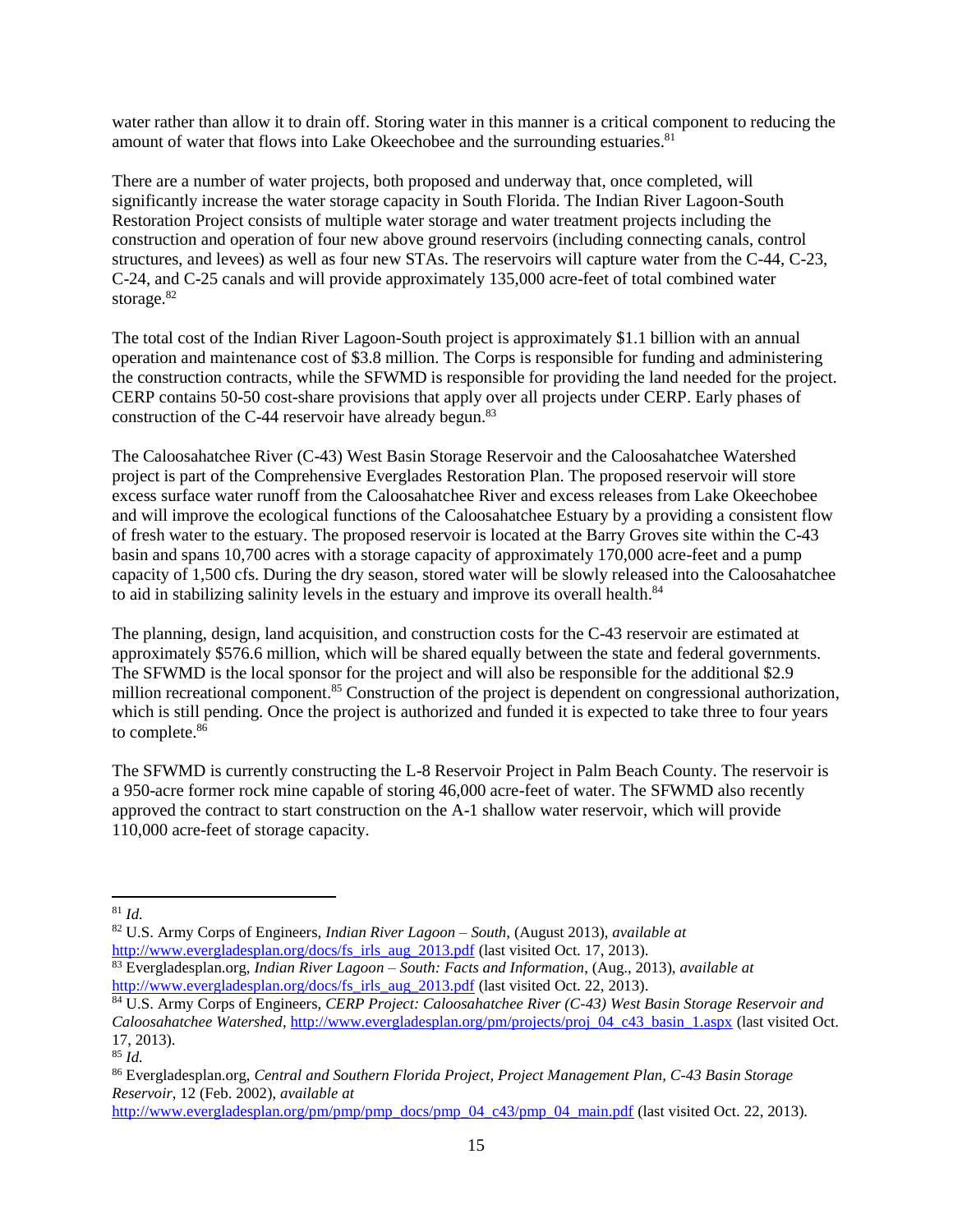water rather than allow it to drain off. Storing water in this manner is a critical component to reducing the amount of water that flows into Lake Okeechobee and the surrounding estuaries.[81]

There are a number of water projects, both proposed and underway that, once completed, will significantly increase the water storage capacity in South Florida. The Indian River Lagoon-South Restoration Project consists of multiple water storage and water treatment projects including the construction and operation of four new above ground reservoirs (including connecting canals, control structures, and levees) as well as four new STAs. The reservoirs will capture water from the C-44, C-23, C-24, and C-25 canals and will provide approximately 135,000 acre-feet of total combined water storage.[82]

The total cost of the Indian River Lagoon-South project is approximately $1.1 billion with an annual operation and maintenance cost of $3.8 million. The Corps is responsible for funding and administering the construction contracts, while the SFWMD is responsible for providing the land needed for the project. CERP contains 50-50 cost-share provisions that apply over all projects under CERP. Early phases of construction of the C-44 reservoir have already begun.[83]

The Caloosahatchee River (C-43) West Basin Storage Reservoir and the Caloosahatchee Watershed project is part of the Comprehensive Everglades Restoration Plan. The proposed reservoir will store excess surface water runoff from the Caloosahatchee River and excess releases from Lake Okeechobee and will improve the ecological functions of the Caloosahatchee Estuary by a providing a consistent flow of fresh water to the estuary. The proposed reservoir is located at the Barry Groves site within the C-43 basin and spans 10,700 acres with a storage capacity of approximately 170,000 acre-feet and a pump capacity of 1,500 cfs. During the dry season, stored water will be slowly released into the Caloosahatchee to aid in stabilizing salinity levels in the estuary and improve its overall health.[84]

The planning, design, land acquisition, and construction costs for the C-43 reservoir are estimated at approximately $576.6 million, which will be shared equally between the state and federal governments. The SFWMD is the local sponsor for the project and will also be responsible for the additional $2.9 million recreational component.[85] Construction of the project is dependent on congressional authorization, which is still pending. Once the project is authorized and funded it is expected to take three to four years to complete.[86]

The SFWMD is currently constructing the L-8 Reservoir Project in Palm Beach County. The reservoir is a 950-acre former rock mine capable of storing 46,000 acre-feet of water. The SFWMD also recently approved the contract to start construction on the A-1 shallow water reservoir, which will provide 110,000 acre-feet of storage capacity.

---

[81] *Id.*

[82] U.S. Army Corps of Engineers, *Indian River Lagoon – South,* (August 2013), *available at* http://www.evergladesplan.org/docs/fs_irls_aug_2013.pdf (last visited Oct. 17, 2013).

[83] Evergladesplan.org, *Indian River Lagoon – South: Facts and Information*, (Aug., 2013), *available at* http://www.evergladesplan.org/docs/fs_irls_aug_2013.pdf (last visited Oct. 22, 2013).

[84] U.S. Army Corps of Engineers, *CERP Project: Caloosahatchee River (C-43) West Basin Storage Reservoir and Caloosahatchee Watershed*, http://www.evergladesplan.org/pm/projects/proj_04_c43_basin_1.aspx (last visited Oct. 17, 2013).

[85] *Id.*

[86] Evergladesplan.org, *Central and Southern Florida Project, Project Management Plan, C-43 Basin Storage Reservoir,* 12 (Feb. 2002), *available at* http://www.evergladesplan.org/pm/pmp/pmp_docs/pmp_04_c43/pmp_04_main.pdf (last visited Oct. 22, 2013).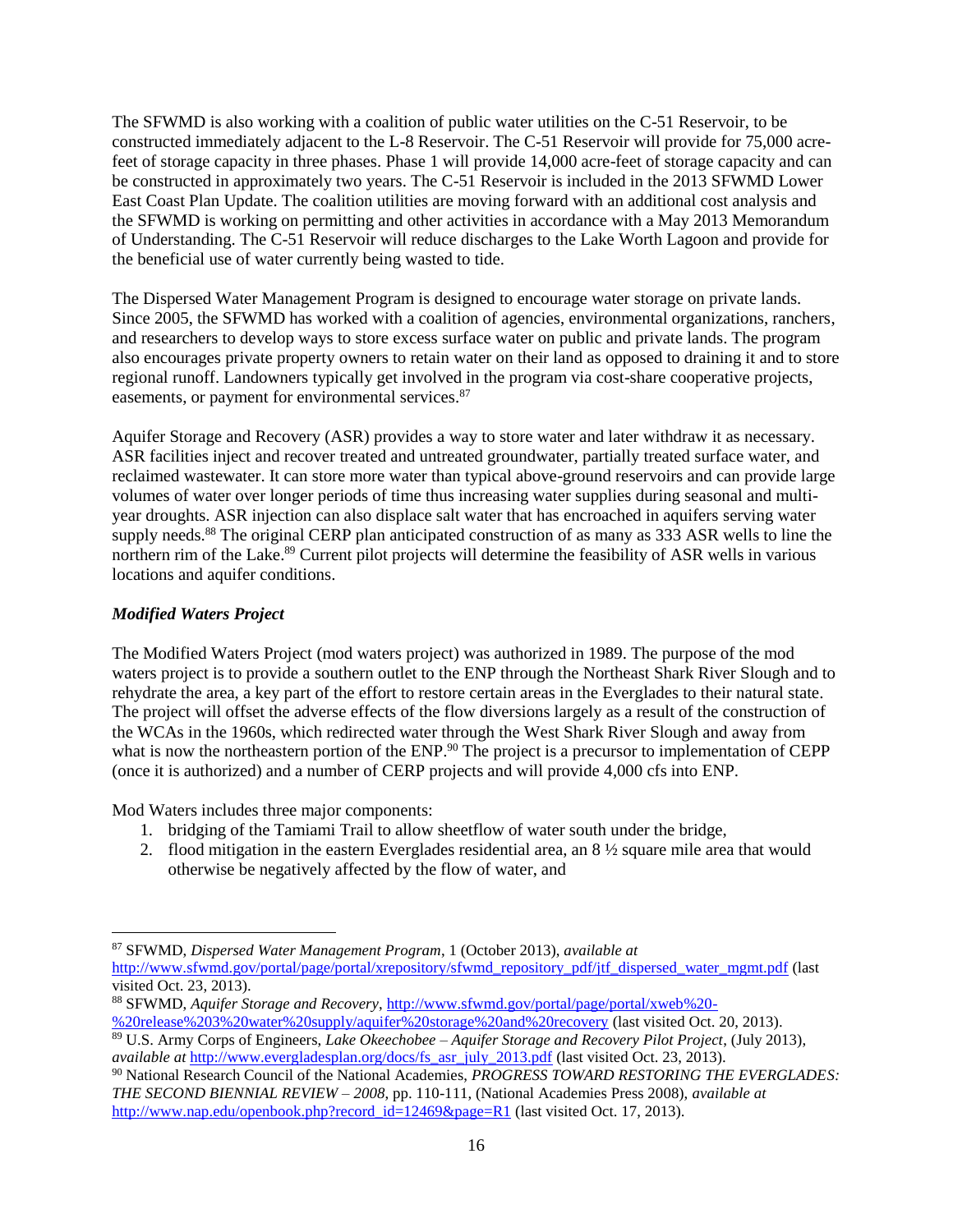The SFWMD is also working with a coalition of public water utilities on the C-51 Reservoir, to be constructed immediately adjacent to the L-8 Reservoir. The C-51 Reservoir will provide for 75,000 acre-feet of storage capacity in three phases. Phase 1 will provide 14,000 acre-feet of storage capacity and can be constructed in approximately two years. The C-51 Reservoir is included in the 2013 SFWMD Lower East Coast Plan Update. The coalition utilities are moving forward with an additional cost analysis and the SFWMD is working on permitting and other activities in accordance with a May 2013 Memorandum of Understanding. The C-51 Reservoir will reduce discharges to the Lake Worth Lagoon and provide for the beneficial use of water currently being wasted to tide.

The Dispersed Water Management Program is designed to encourage water storage on private lands. Since 2005, the SFWMD has worked with a coalition of agencies, environmental organizations, ranchers, and researchers to develop ways to store excess surface water on public and private lands. The program also encourages private property owners to retain water on their land as opposed to draining it and to store regional runoff. Landowners typically get involved in the program via cost-share cooperative projects, easements, or payment for environmental services.[87]

Aquifer Storage and Recovery (ASR) provides a way to store water and later withdraw it as necessary. ASR facilities inject and recover treated and untreated groundwater, partially treated surface water, and reclaimed wastewater. It can store more water than typical above-ground reservoirs and can provide large volumes of water over longer periods of time thus increasing water supplies during seasonal and multi-year droughts. ASR injection can also displace salt water that has encroached in aquifers serving water supply needs.[88] The original CERP plan anticipated construction of as many as 333 ASR wells to line the northern rim of the Lake.[89] Current pilot projects will determine the feasibility of ASR wells in various locations and aquifer conditions.

***Modified Waters Project***

The Modified Waters Project (mod waters project) was authorized in 1989. The purpose of the mod waters project is to provide a southern outlet to the ENP through the Northeast Shark River Slough and to rehydrate the area, a key part of the effort to restore certain areas in the Everglades to their natural state. The project will offset the adverse effects of the flow diversions largely as a result of the construction of the WCAs in the 1960s, which redirected water through the West Shark River Slough and away from what is now the northeastern portion of the ENP.[90] The project is a precursor to implementation of CEPP (once it is authorized) and a number of CERP projects and will provide 4,000 cfs into ENP.

Mod Waters includes three major components:

1. bridging of the Tamiami Trail to allow sheetflow of water south under the bridge,
2. flood mitigation in the eastern Everglades residential area, an 8 ½ square mile area that would otherwise be negatively affected by the flow of water, and

---

[87] SFWMD, *Dispersed Water Management Program*, 1 (October 2013), *available at* http://www.sfwmd.gov/portal/page/portal/xrepository/sfwmd_repository_pdf/jtf_dispersed_water_mgmt.pdf (last visited Oct. 23, 2013).

[88] SFWMD, *Aquifer Storage and Recovery*, http://www.sfwmd.gov/portal/page/portal/xweb%20-%20release%203%20water%20supply/aquifer%20storage%20and%20recovery (last visited Oct. 20, 2013).

[89] U.S. Army Corps of Engineers, *Lake Okeechobee – Aquifer Storage and Recovery Pilot Project*, (July 2013), *available at* http://www.evergladesplan.org/docs/fs_asr_july_2013.pdf (last visited Oct. 23, 2013).

[90] National Research Council of the National Academies, *PROGRESS TOWARD RESTORING THE EVERGLADES: THE SECOND BIENNIAL REVIEW – 2008*, pp. 110-111, (National Academies Press 2008), *available at* http://www.nap.edu/openbook.php?record_id=12469&page=R1 (last visited Oct. 17, 2013).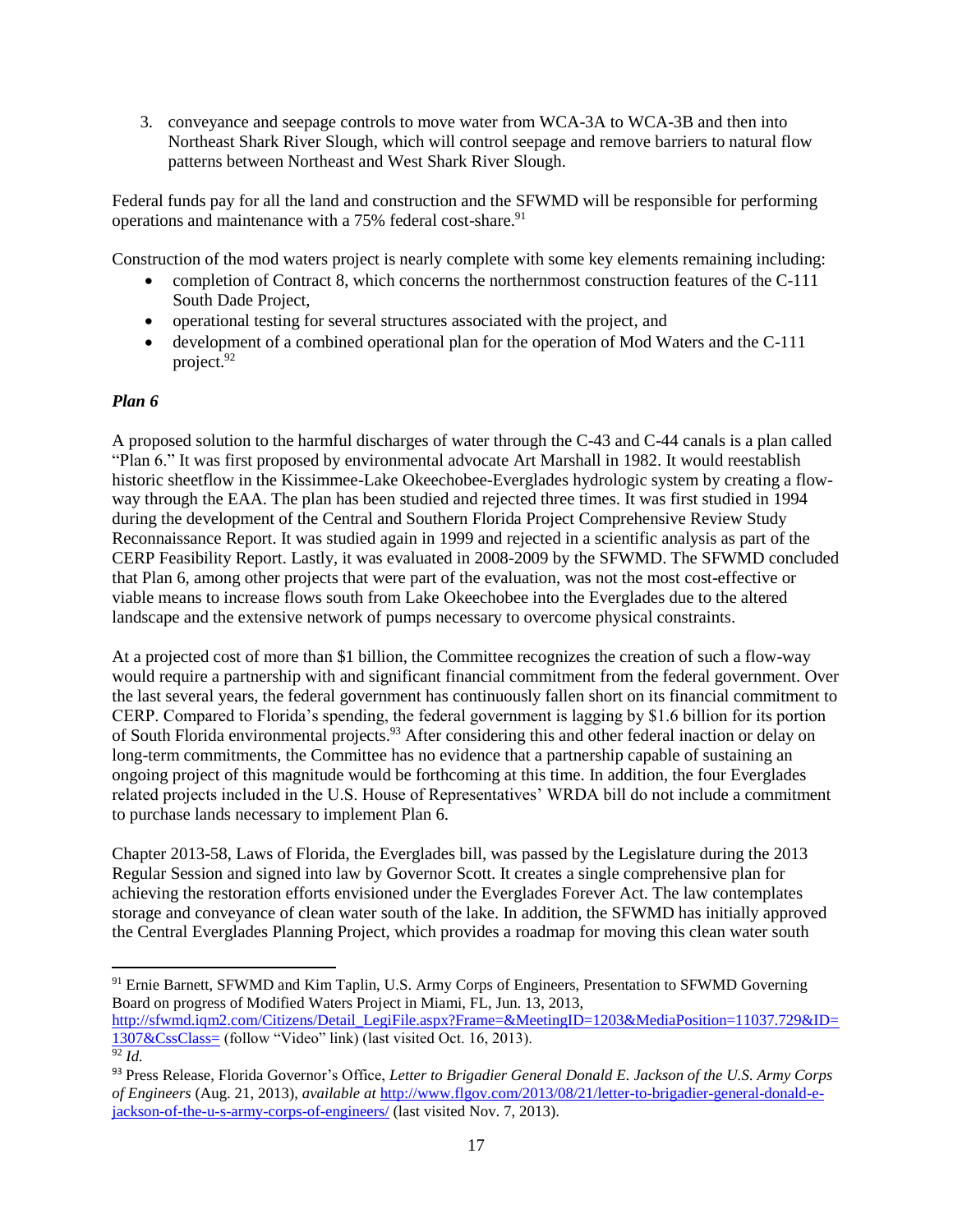3. conveyance and seepage controls to move water from WCA-3A to WCA-3B and then into Northeast Shark River Slough, which will control seepage and remove barriers to natural flow patterns between Northeast and West Shark River Slough.

Federal funds pay for all the land and construction and the SFWMD will be responsible for performing operations and maintenance with a 75% federal cost-share.[91]

Construction of the mod waters project is nearly complete with some key elements remaining including:

- completion of Contract 8, which concerns the northernmost construction features of the C-111 South Dade Project,
- operational testing for several structures associated with the project, and
- development of a combined operational plan for the operation of Mod Waters and the C-111 project.[92]

### *Plan 6*

A proposed solution to the harmful discharges of water through the C-43 and C-44 canals is a plan called "Plan 6." It was first proposed by environmental advocate Art Marshall in 1982. It would reestablish historic sheetflow in the Kissimmee-Lake Okeechobee-Everglades hydrologic system by creating a flow-way through the EAA. The plan has been studied and rejected three times. It was first studied in 1994 during the development of the Central and Southern Florida Project Comprehensive Review Study Reconnaissance Report. It was studied again in 1999 and rejected in a scientific analysis as part of the CERP Feasibility Report. Lastly, it was evaluated in 2008-2009 by the SFWMD. The SFWMD concluded that Plan 6, among other projects that were part of the evaluation, was not the most cost-effective or viable means to increase flows south from Lake Okeechobee into the Everglades due to the altered landscape and the extensive network of pumps necessary to overcome physical constraints.

At a projected cost of more than $1 billion, the Committee recognizes the creation of such a flow-way would require a partnership with and significant financial commitment from the federal government. Over the last several years, the federal government has continuously fallen short on its financial commitment to CERP. Compared to Florida's spending, the federal government is lagging by $1.6 billion for its portion of South Florida environmental projects.[93] After considering this and other federal inaction or delay on long-term commitments, the Committee has no evidence that a partnership capable of sustaining an ongoing project of this magnitude would be forthcoming at this time. In addition, the four Everglades related projects included in the U.S. House of Representatives' WRDA bill do not include a commitment to purchase lands necessary to implement Plan 6.

Chapter 2013-58, Laws of Florida, the Everglades bill, was passed by the Legislature during the 2013 Regular Session and signed into law by Governor Scott. It creates a single comprehensive plan for achieving the restoration efforts envisioned under the Everglades Forever Act. The law contemplates storage and conveyance of clean water south of the lake. In addition, the SFWMD has initially approved the Central Everglades Planning Project, which provides a roadmap for moving this clean water south

---

[91] Ernie Barnett, SFWMD and Kim Taplin, U.S. Army Corps of Engineers, Presentation to SFWMD Governing Board on progress of Modified Waters Project in Miami, FL, Jun. 13, 2013, http://sfwmd.iqm2.com/Citizens/Detail_LegiFile.aspx?Frame=&MeetingID=1203&MediaPosition=11037.729&ID=1307&CssClass= (follow "Video" link) (last visited Oct. 16, 2013).

[92] *Id.*

[93] Press Release, Florida Governor's Office, *Letter to Brigadier General Donald E. Jackson of the U.S. Army Corps of Engineers* (Aug. 21, 2013), *available at* http://www.flgov.com/2013/08/21/letter-to-brigadier-general-donald-e-jackson-of-the-u-s-army-corps-of-engineers/ (last visited Nov. 7, 2013).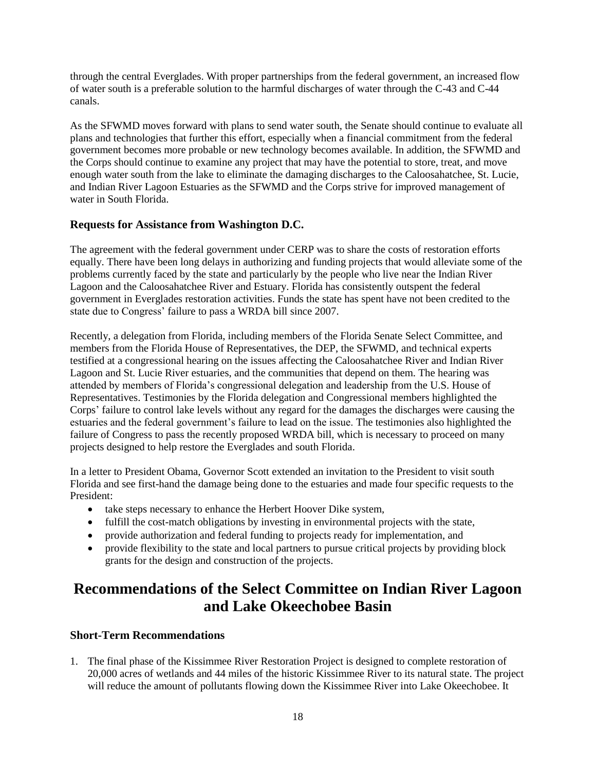through the central Everglades. With proper partnerships from the federal government, an increased flow of water south is a preferable solution to the harmful discharges of water through the C-43 and C-44 canals.

As the SFWMD moves forward with plans to send water south, the Senate should continue to evaluate all plans and technologies that further this effort, especially when a financial commitment from the federal government becomes more probable or new technology becomes available. In addition, the SFWMD and the Corps should continue to examine any project that may have the potential to store, treat, and move enough water south from the lake to eliminate the damaging discharges to the Caloosahatchee, St. Lucie, and Indian River Lagoon Estuaries as the SFWMD and the Corps strive for improved management of water in South Florida.

### Requests for Assistance from Washington D.C.

The agreement with the federal government under CERP was to share the costs of restoration efforts equally. There have been long delays in authorizing and funding projects that would alleviate some of the problems currently faced by the state and particularly by the people who live near the Indian River Lagoon and the Caloosahatchee River and Estuary. Florida has consistently outspent the federal government in Everglades restoration activities. Funds the state has spent have not been credited to the state due to Congress' failure to pass a WRDA bill since 2007.

Recently, a delegation from Florida, including members of the Florida Senate Select Committee, and members from the Florida House of Representatives, the DEP, the SFWMD, and technical experts testified at a congressional hearing on the issues affecting the Caloosahatchee River and Indian River Lagoon and St. Lucie River estuaries, and the communities that depend on them. The hearing was attended by members of Florida's congressional delegation and leadership from the U.S. House of Representatives. Testimonies by the Florida delegation and Congressional members highlighted the Corps' failure to control lake levels without any regard for the damages the discharges were causing the estuaries and the federal government's failure to lead on the issue. The testimonies also highlighted the failure of Congress to pass the recently proposed WRDA bill, which is necessary to proceed on many projects designed to help restore the Everglades and south Florida.

In a letter to President Obama, Governor Scott extended an invitation to the President to visit south Florida and see first-hand the damage being done to the estuaries and made four specific requests to the President:

- take steps necessary to enhance the Herbert Hoover Dike system,
- fulfill the cost-match obligations by investing in environmental projects with the state,
- provide authorization and federal funding to projects ready for implementation, and
- provide flexibility to the state and local partners to pursue critical projects by providing block grants for the design and construction of the projects.

## Recommendations of the Select Committee on Indian River Lagoon and Lake Okeechobee Basin

### Short-Term Recommendations

1. The final phase of the Kissimmee River Restoration Project is designed to complete restoration of 20,000 acres of wetlands and 44 miles of the historic Kissimmee River to its natural state. The project will reduce the amount of pollutants flowing down the Kissimmee River into Lake Okeechobee. It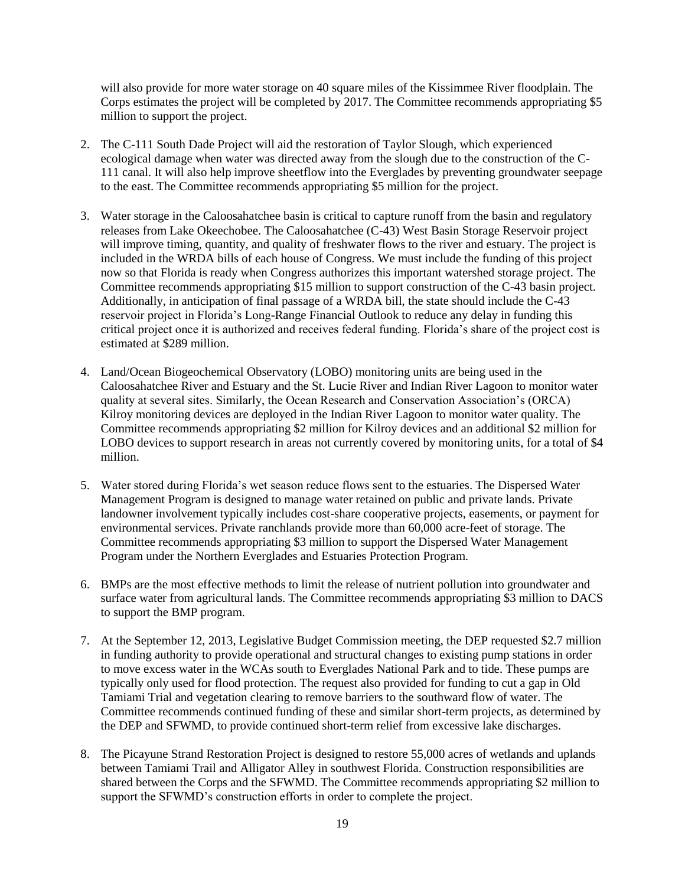will also provide for more water storage on 40 square miles of the Kissimmee River floodplain. The Corps estimates the project will be completed by 2017. The Committee recommends appropriating $5 million to support the project.

2. The C-111 South Dade Project will aid the restoration of Taylor Slough, which experienced ecological damage when water was directed away from the slough due to the construction of the C-111 canal. It will also help improve sheetflow into the Everglades by preventing groundwater seepage to the east. The Committee recommends appropriating $5 million for the project.

3. Water storage in the Caloosahatchee basin is critical to capture runoff from the basin and regulatory releases from Lake Okeechobee. The Caloosahatchee (C-43) West Basin Storage Reservoir project will improve timing, quantity, and quality of freshwater flows to the river and estuary. The project is included in the WRDA bills of each house of Congress. We must include the funding of this project now so that Florida is ready when Congress authorizes this important watershed storage project. The Committee recommends appropriating $15 million to support construction of the C-43 basin project. Additionally, in anticipation of final passage of a WRDA bill, the state should include the C-43 reservoir project in Florida's Long-Range Financial Outlook to reduce any delay in funding this critical project once it is authorized and receives federal funding. Florida's share of the project cost is estimated at $289 million.

4. Land/Ocean Biogeochemical Observatory (LOBO) monitoring units are being used in the Caloosahatchee River and Estuary and the St. Lucie River and Indian River Lagoon to monitor water quality at several sites. Similarly, the Ocean Research and Conservation Association's (ORCA) Kilroy monitoring devices are deployed in the Indian River Lagoon to monitor water quality. The Committee recommends appropriating $2 million for Kilroy devices and an additional $2 million for LOBO devices to support research in areas not currently covered by monitoring units, for a total of $4 million.

5. Water stored during Florida's wet season reduce flows sent to the estuaries. The Dispersed Water Management Program is designed to manage water retained on public and private lands. Private landowner involvement typically includes cost-share cooperative projects, easements, or payment for environmental services. Private ranchlands provide more than 60,000 acre-feet of storage. The Committee recommends appropriating $3 million to support the Dispersed Water Management Program under the Northern Everglades and Estuaries Protection Program.

6. BMPs are the most effective methods to limit the release of nutrient pollution into groundwater and surface water from agricultural lands. The Committee recommends appropriating $3 million to DACS to support the BMP program.

7. At the September 12, 2013, Legislative Budget Commission meeting, the DEP requested $2.7 million in funding authority to provide operational and structural changes to existing pump stations in order to move excess water in the WCAs south to Everglades National Park and to tide. These pumps are typically only used for flood protection. The request also provided for funding to cut a gap in Old Tamiami Trail and vegetation clearing to remove barriers to the southward flow of water. The Committee recommends continued funding of these and similar short-term projects, as determined by the DEP and SFWMD, to provide continued short-term relief from excessive lake discharges.

8. The Picayune Strand Restoration Project is designed to restore 55,000 acres of wetlands and uplands between Tamiami Trail and Alligator Alley in southwest Florida. Construction responsibilities are shared between the Corps and the SFWMD. The Committee recommends appropriating $2 million to support the SFWMD's construction efforts in order to complete the project.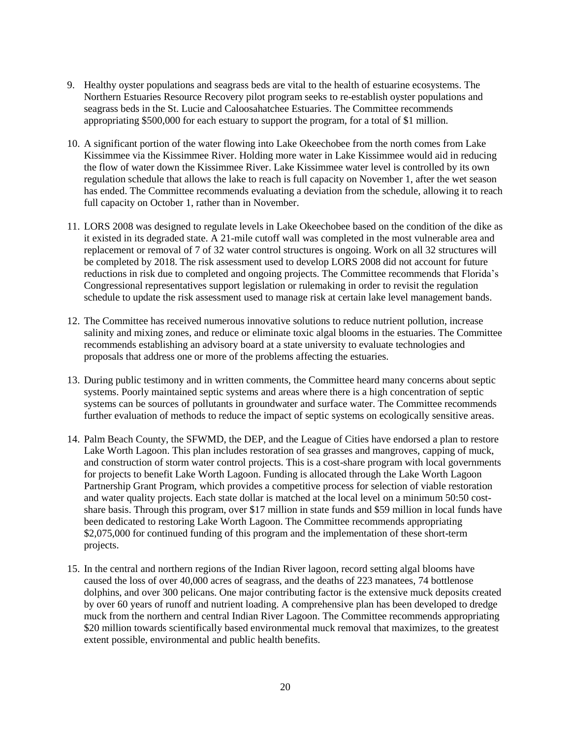9. Healthy oyster populations and seagrass beds are vital to the health of estuarine ecosystems. The Northern Estuaries Resource Recovery pilot program seeks to re-establish oyster populations and seagrass beds in the St. Lucie and Caloosahatchee Estuaries. The Committee recommends appropriating $500,000 for each estuary to support the program, for a total of $1 million.

10. A significant portion of the water flowing into Lake Okeechobee from the north comes from Lake Kissimmee via the Kissimmee River. Holding more water in Lake Kissimmee would aid in reducing the flow of water down the Kissimmee River. Lake Kissimmee water level is controlled by its own regulation schedule that allows the lake to reach is full capacity on November 1, after the wet season has ended. The Committee recommends evaluating a deviation from the schedule, allowing it to reach full capacity on October 1, rather than in November.

11. LORS 2008 was designed to regulate levels in Lake Okeechobee based on the condition of the dike as it existed in its degraded state. A 21-mile cutoff wall was completed in the most vulnerable area and replacement or removal of 7 of 32 water control structures is ongoing. Work on all 32 structures will be completed by 2018. The risk assessment used to develop LORS 2008 did not account for future reductions in risk due to completed and ongoing projects. The Committee recommends that Florida's Congressional representatives support legislation or rulemaking in order to revisit the regulation schedule to update the risk assessment used to manage risk at certain lake level management bands.

12. The Committee has received numerous innovative solutions to reduce nutrient pollution, increase salinity and mixing zones, and reduce or eliminate toxic algal blooms in the estuaries. The Committee recommends establishing an advisory board at a state university to evaluate technologies and proposals that address one or more of the problems affecting the estuaries.

13. During public testimony and in written comments, the Committee heard many concerns about septic systems. Poorly maintained septic systems and areas where there is a high concentration of septic systems can be sources of pollutants in groundwater and surface water. The Committee recommends further evaluation of methods to reduce the impact of septic systems on ecologically sensitive areas.

14. Palm Beach County, the SFWMD, the DEP, and the League of Cities have endorsed a plan to restore Lake Worth Lagoon. This plan includes restoration of sea grasses and mangroves, capping of muck, and construction of storm water control projects. This is a cost-share program with local governments for projects to benefit Lake Worth Lagoon. Funding is allocated through the Lake Worth Lagoon Partnership Grant Program, which provides a competitive process for selection of viable restoration and water quality projects. Each state dollar is matched at the local level on a minimum 50:50 cost-share basis. Through this program, over $17 million in state funds and $59 million in local funds have been dedicated to restoring Lake Worth Lagoon. The Committee recommends appropriating $2,075,000 for continued funding of this program and the implementation of these short-term projects.

15. In the central and northern regions of the Indian River lagoon, record setting algal blooms have caused the loss of over 40,000 acres of seagrass, and the deaths of 223 manatees, 74 bottlenose dolphins, and over 300 pelicans. One major contributing factor is the extensive muck deposits created by over 60 years of runoff and nutrient loading. A comprehensive plan has been developed to dredge muck from the northern and central Indian River Lagoon. The Committee recommends appropriating $20 million towards scientifically based environmental muck removal that maximizes, to the greatest extent possible, environmental and public health benefits.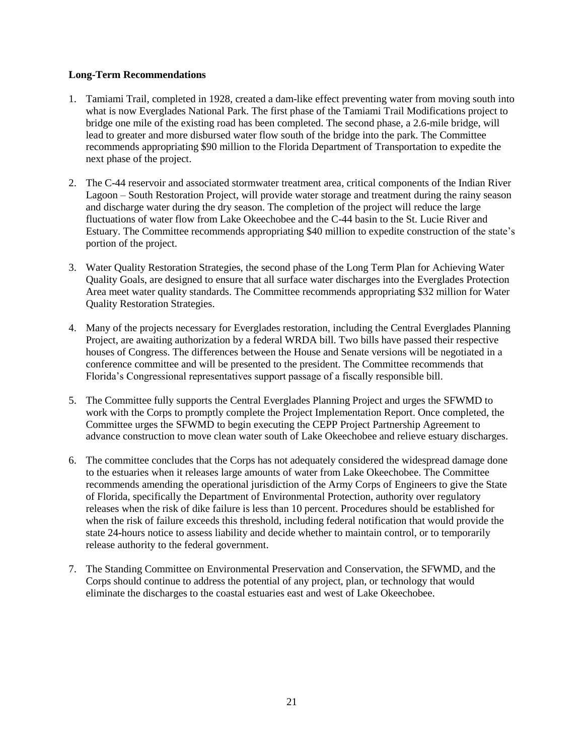**Long-Term Recommendations**

1. Tamiami Trail, completed in 1928, created a dam-like effect preventing water from moving south into what is now Everglades National Park. The first phase of the Tamiami Trail Modifications project to bridge one mile of the existing road has been completed. The second phase, a 2.6-mile bridge, will lead to greater and more disbursed water flow south of the bridge into the park. The Committee recommends appropriating $90 million to the Florida Department of Transportation to expedite the next phase of the project.

2. The C-44 reservoir and associated stormwater treatment area, critical components of the Indian River Lagoon – South Restoration Project, will provide water storage and treatment during the rainy season and discharge water during the dry season. The completion of the project will reduce the large fluctuations of water flow from Lake Okeechobee and the C-44 basin to the St. Lucie River and Estuary. The Committee recommends appropriating $40 million to expedite construction of the state's portion of the project.

3. Water Quality Restoration Strategies, the second phase of the Long Term Plan for Achieving Water Quality Goals, are designed to ensure that all surface water discharges into the Everglades Protection Area meet water quality standards. The Committee recommends appropriating $32 million for Water Quality Restoration Strategies.

4. Many of the projects necessary for Everglades restoration, including the Central Everglades Planning Project, are awaiting authorization by a federal WRDA bill. Two bills have passed their respective houses of Congress. The differences between the House and Senate versions will be negotiated in a conference committee and will be presented to the president. The Committee recommends that Florida's Congressional representatives support passage of a fiscally responsible bill.

5. The Committee fully supports the Central Everglades Planning Project and urges the SFWMD to work with the Corps to promptly complete the Project Implementation Report. Once completed, the Committee urges the SFWMD to begin executing the CEPP Project Partnership Agreement to advance construction to move clean water south of Lake Okeechobee and relieve estuary discharges.

6. The committee concludes that the Corps has not adequately considered the widespread damage done to the estuaries when it releases large amounts of water from Lake Okeechobee. The Committee recommends amending the operational jurisdiction of the Army Corps of Engineers to give the State of Florida, specifically the Department of Environmental Protection, authority over regulatory releases when the risk of dike failure is less than 10 percent. Procedures should be established for when the risk of failure exceeds this threshold, including federal notification that would provide the state 24-hours notice to assess liability and decide whether to maintain control, or to temporarily release authority to the federal government.

7. The Standing Committee on Environmental Preservation and Conservation, the SFWMD, and the Corps should continue to address the potential of any project, plan, or technology that would eliminate the discharges to the coastal estuaries east and west of Lake Okeechobee.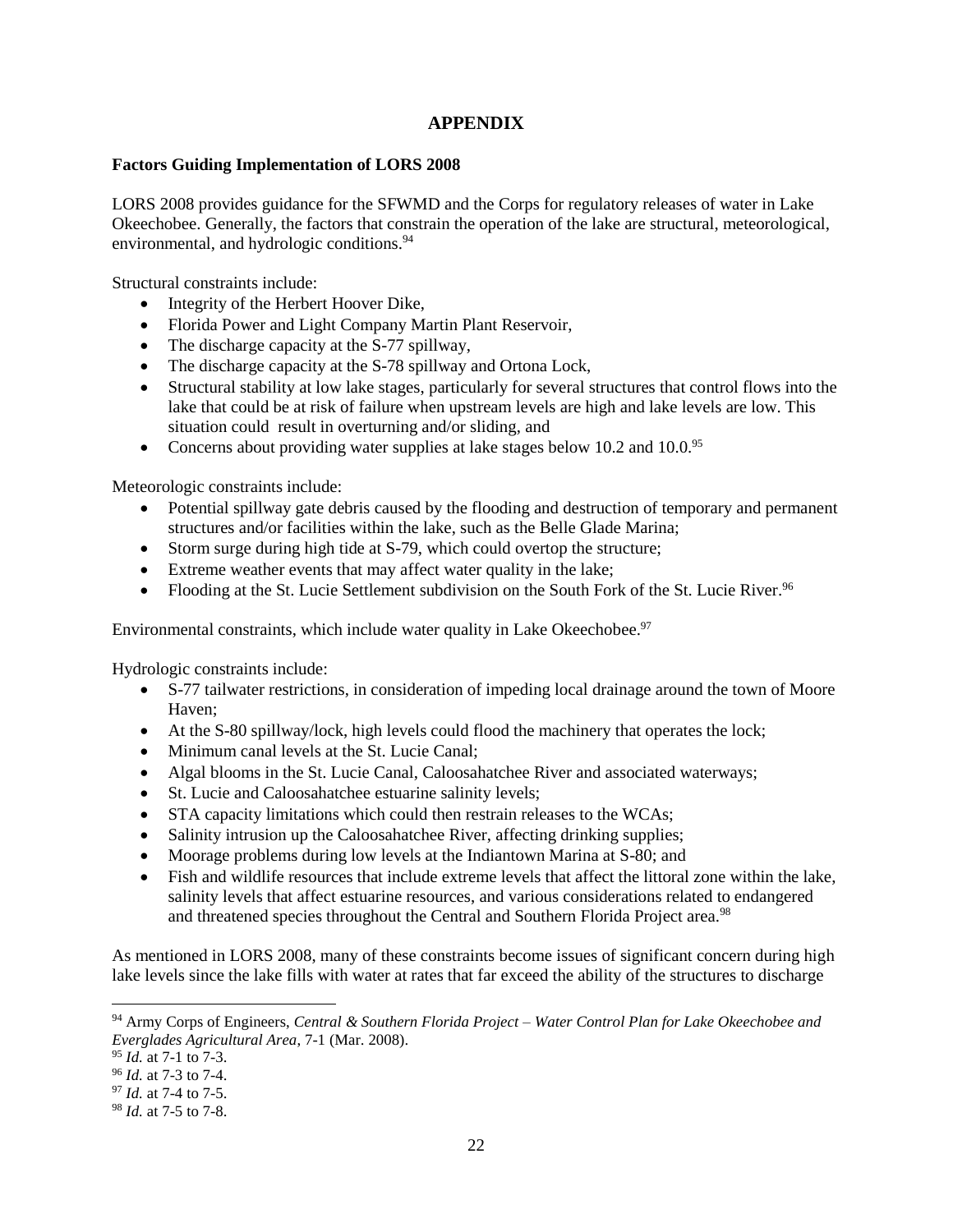# APPENDIX

**Factors Guiding Implementation of LORS 2008**

LORS 2008 provides guidance for the SFWMD and the Corps for regulatory releases of water in Lake Okeechobee. Generally, the factors that constrain the operation of the lake are structural, meteorological, environmental, and hydrologic conditions.[94]

Structural constraints include:

- Integrity of the Herbert Hoover Dike,
- Florida Power and Light Company Martin Plant Reservoir,
- The discharge capacity at the S-77 spillway,
- The discharge capacity at the S-78 spillway and Ortona Lock,
- Structural stability at low lake stages, particularly for several structures that control flows into the lake that could be at risk of failure when upstream levels are high and lake levels are low. This situation could result in overturning and/or sliding, and
- Concerns about providing water supplies at lake stages below 10.2 and 10.0.[95]

Meteorologic constraints include:

- Potential spillway gate debris caused by the flooding and destruction of temporary and permanent structures and/or facilities within the lake, such as the Belle Glade Marina;
- Storm surge during high tide at S-79, which could overtop the structure;
- Extreme weather events that may affect water quality in the lake;
- Flooding at the St. Lucie Settlement subdivision on the South Fork of the St. Lucie River.[96]

Environmental constraints, which include water quality in Lake Okeechobee.[97]

Hydrologic constraints include:

- S-77 tailwater restrictions, in consideration of impeding local drainage around the town of Moore Haven;
- At the S-80 spillway/lock, high levels could flood the machinery that operates the lock;
- Minimum canal levels at the St. Lucie Canal;
- Algal blooms in the St. Lucie Canal, Caloosahatchee River and associated waterways;
- St. Lucie and Caloosahatchee estuarine salinity levels;
- STA capacity limitations which could then restrain releases to the WCAs;
- Salinity intrusion up the Caloosahatchee River, affecting drinking supplies;
- Moorage problems during low levels at the Indiantown Marina at S-80; and
- Fish and wildlife resources that include extreme levels that affect the littoral zone within the lake, salinity levels that affect estuarine resources, and various considerations related to endangered and threatened species throughout the Central and Southern Florida Project area.[98]

As mentioned in LORS 2008, many of these constraints become issues of significant concern during high lake levels since the lake fills with water at rates that far exceed the ability of the structures to discharge

---

[94] Army Corps of Engineers, *Central & Southern Florida Project – Water Control Plan for Lake Okeechobee and Everglades Agricultural Area*, 7-1 (Mar. 2008).

[95] *Id.* at 7-1 to 7-3.

[96] *Id.* at 7-3 to 7-4.

[97] *Id.* at 7-4 to 7-5.

[98] *Id.* at 7-5 to 7-8.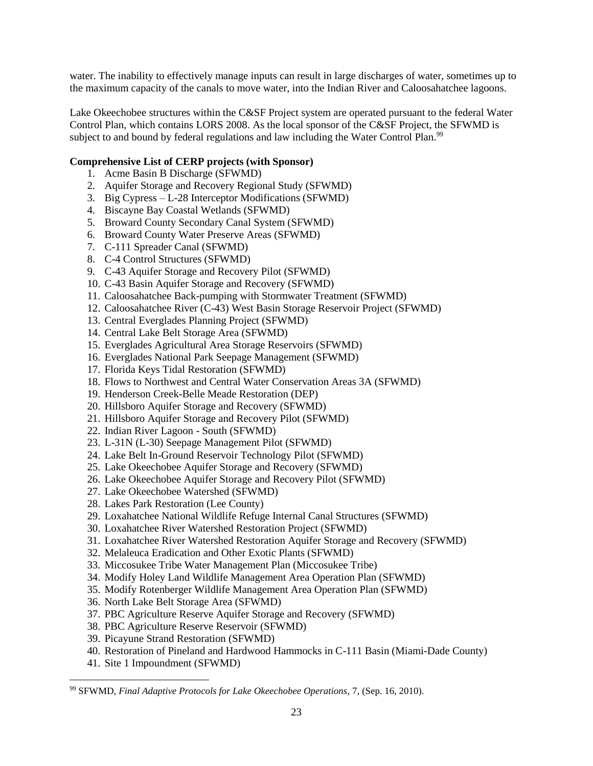water. The inability to effectively manage inputs can result in large discharges of water, sometimes up to the maximum capacity of the canals to move water, into the Indian River and Caloosahatchee lagoons.

Lake Okeechobee structures within the C&SF Project system are operated pursuant to the federal Water Control Plan, which contains LORS 2008. As the local sponsor of the C&SF Project, the SFWMD is subject to and bound by federal regulations and law including the Water Control Plan.[99]

**Comprehensive List of CERP projects (with Sponsor)**

1. Acme Basin B Discharge (SFWMD)
2. Aquifer Storage and Recovery Regional Study (SFWMD)
3. Big Cypress – L-28 Interceptor Modifications (SFWMD)
4. Biscayne Bay Coastal Wetlands (SFWMD)
5. Broward County Secondary Canal System (SFWMD)
6. Broward County Water Preserve Areas (SFWMD)
7. C-111 Spreader Canal (SFWMD)
8. C-4 Control Structures (SFWMD)
9. C-43 Aquifer Storage and Recovery Pilot (SFWMD)
10. C-43 Basin Aquifer Storage and Recovery (SFWMD)
11. Caloosahatchee Back-pumping with Stormwater Treatment (SFWMD)
12. Caloosahatchee River (C-43) West Basin Storage Reservoir Project (SFWMD)
13. Central Everglades Planning Project (SFWMD)
14. Central Lake Belt Storage Area (SFWMD)
15. Everglades Agricultural Area Storage Reservoirs (SFWMD)
16. Everglades National Park Seepage Management (SFWMD)
17. Florida Keys Tidal Restoration (SFWMD)
18. Flows to Northwest and Central Water Conservation Areas 3A (SFWMD)
19. Henderson Creek-Belle Meade Restoration (DEP)
20. Hillsboro Aquifer Storage and Recovery (SFWMD)
21. Hillsboro Aquifer Storage and Recovery Pilot (SFWMD)
22. Indian River Lagoon - South (SFWMD)
23. L-31N (L-30) Seepage Management Pilot (SFWMD)
24. Lake Belt In-Ground Reservoir Technology Pilot (SFWMD)
25. Lake Okeechobee Aquifer Storage and Recovery (SFWMD)
26. Lake Okeechobee Aquifer Storage and Recovery Pilot (SFWMD)
27. Lake Okeechobee Watershed (SFWMD)
28. Lakes Park Restoration (Lee County)
29. Loxahatchee National Wildlife Refuge Internal Canal Structures (SFWMD)
30. Loxahatchee River Watershed Restoration Project (SFWMD)
31. Loxahatchee River Watershed Restoration Aquifer Storage and Recovery (SFWMD)
32. Melaleuca Eradication and Other Exotic Plants (SFWMD)
33. Miccosukee Tribe Water Management Plan (Miccosukee Tribe)
34. Modify Holey Land Wildlife Management Area Operation Plan (SFWMD)
35. Modify Rotenberger Wildlife Management Area Operation Plan (SFWMD)
36. North Lake Belt Storage Area (SFWMD)
37. PBC Agriculture Reserve Aquifer Storage and Recovery (SFWMD)
38. PBC Agriculture Reserve Reservoir (SFWMD)
39. Picayune Strand Restoration (SFWMD)
40. Restoration of Pineland and Hardwood Hammocks in C-111 Basin (Miami-Dade County)
41. Site 1 Impoundment (SFWMD)

---

[99] SFWMD, *Final Adaptive Protocols for Lake Okeechobee Operations*, 7, (Sep. 16, 2010).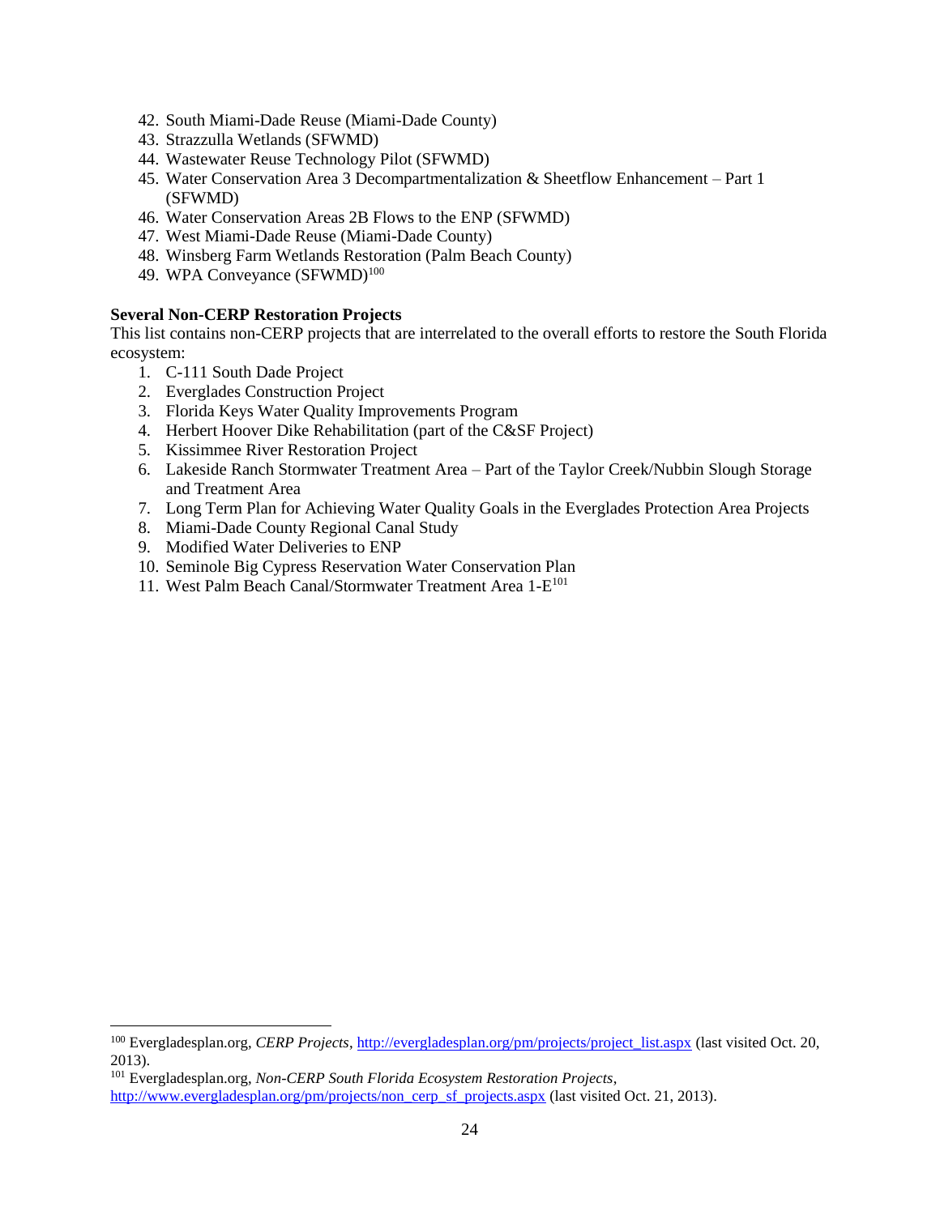42. South Miami-Dade Reuse (Miami-Dade County)
43. Strazzulla Wetlands (SFWMD)
44. Wastewater Reuse Technology Pilot (SFWMD)
45. Water Conservation Area 3 Decompartmentalization & Sheetflow Enhancement – Part 1 (SFWMD)
46. Water Conservation Areas 2B Flows to the ENP (SFWMD)
47. West Miami-Dade Reuse (Miami-Dade County)
48. Winsberg Farm Wetlands Restoration (Palm Beach County)
49. WPA Conveyance (SFWMD)[100]

**Several Non-CERP Restoration Projects**

This list contains non-CERP projects that are interrelated to the overall efforts to restore the South Florida ecosystem:

1. C-111 South Dade Project
2. Everglades Construction Project
3. Florida Keys Water Quality Improvements Program
4. Herbert Hoover Dike Rehabilitation (part of the C&SF Project)
5. Kissimmee River Restoration Project
6. Lakeside Ranch Stormwater Treatment Area – Part of the Taylor Creek/Nubbin Slough Storage and Treatment Area
7. Long Term Plan for Achieving Water Quality Goals in the Everglades Protection Area Projects
8. Miami-Dade County Regional Canal Study
9. Modified Water Deliveries to ENP
10. Seminole Big Cypress Reservation Water Conservation Plan
11. West Palm Beach Canal/Stormwater Treatment Area 1-E[101]

---

[100] Evergladesplan.org, *CERP Projects*, http://evergladesplan.org/pm/projects/project_list.aspx (last visited Oct. 20, 2013).

[101] Evergladesplan.org, *Non-CERP South Florida Ecosystem Restoration Projects*, http://www.evergladesplan.org/pm/projects/non_cerp_sf_projects.aspx (last visited Oct. 21, 2013).